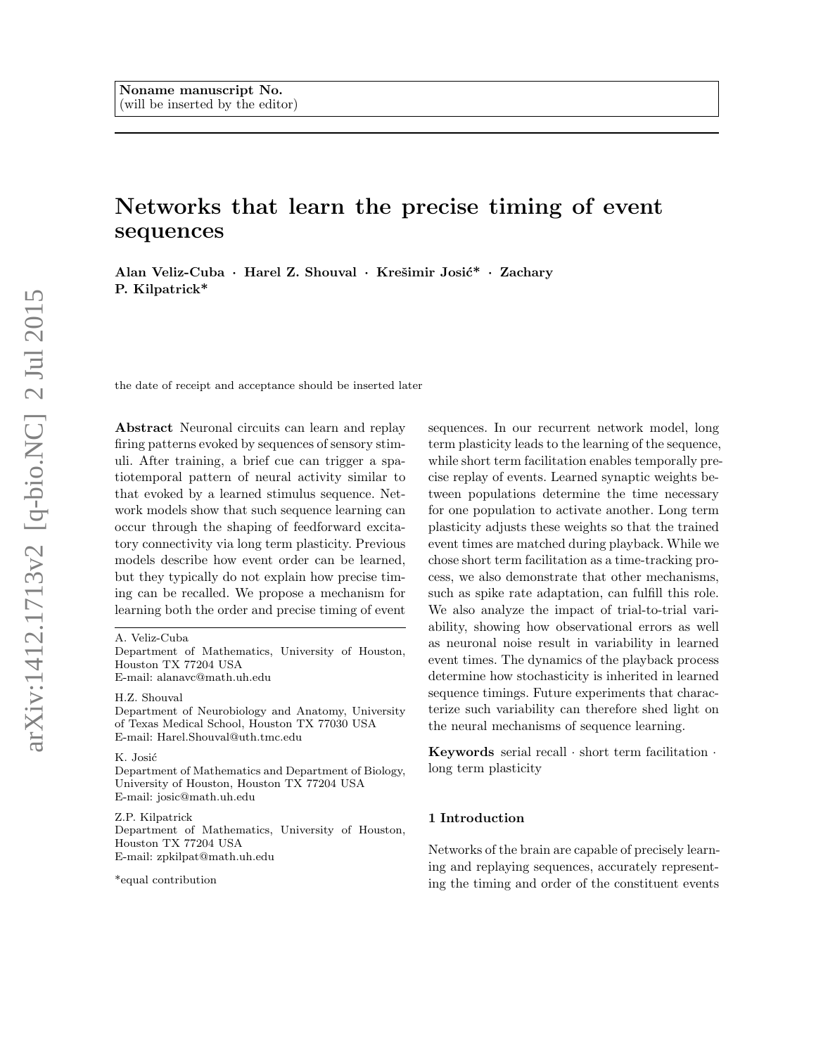Noname manuscript No.
(will be inserted by the editor)

# Networks that learn the precise timing of event sequences

**Alan Veliz-Cuba · Harel Z. Shouval · Krešimir Josić* · Zachary P. Kilpatrick***

the date of receipt and acceptance should be inserted later

**Abstract** Neuronal circuits can learn and replay firing patterns evoked by sequences of sensory stimuli. After training, a brief cue can trigger a spatiotemporal pattern of neural activity similar to that evoked by a learned stimulus sequence. Network models show that such sequence learning can occur through the shaping of feedforward excitatory connectivity via long term plasticity. Previous models describe how event order can be learned, but they typically do not explain how precise timing can be recalled. We propose a mechanism for learning both the order and precise timing of event sequences. In our recurrent network model, long term plasticity leads to the learning of the sequence, while short term facilitation enables temporally precise replay of events. Learned synaptic weights between populations determine the time necessary for one population to activate another. Long term plasticity adjusts these weights so that the trained event times are matched during playback. While we chose short term facilitation as a time-tracking process, we also demonstrate that other mechanisms, such as spike rate adaptation, can fulfill this role. We also analyze the impact of trial-to-trial variability, showing how observational errors as well as neuronal noise result in variability in learned event times. The dynamics of the playback process determine how stochasticity is inherited in learned sequence timings. Future experiments that characterize such variability can therefore shed light on the neural mechanisms of sequence learning.

**Keywords** serial recall · short term facilitation · long term plasticity

A. Veliz-Cuba
Department of Mathematics, University of Houston, Houston TX 77204 USA
E-mail: alanavc@math.uh.edu

H.Z. Shouval
Department of Neurobiology and Anatomy, University of Texas Medical School, Houston TX 77030 USA
E-mail: Harel.Shouval@uth.tmc.edu

K. Josić
Department of Mathematics and Department of Biology, University of Houston, Houston TX 77204 USA
E-mail: josic@math.uh.edu

Z.P. Kilpatrick
Department of Mathematics, University of Houston, Houston TX 77204 USA
E-mail: zpkilpat@math.uh.edu

*equal contribution

## 1 Introduction

Networks of the brain are capable of precisely learning and replaying sequences, accurately representing the timing and order of the constituent events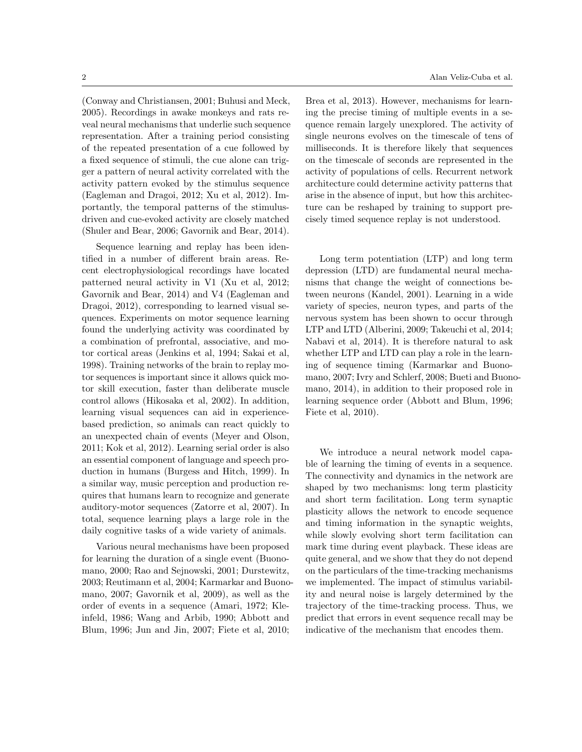(Conway and Christiansen, 2001; Buhusi and Meck, 2005). Recordings in awake monkeys and rats reveal neural mechanisms that underlie such sequence representation. After a training period consisting of the repeated presentation of a cue followed by a fixed sequence of stimuli, the cue alone can trigger a pattern of neural activity correlated with the activity pattern evoked by the stimulus sequence (Eagleman and Dragoi, 2012; Xu et al, 2012). Importantly, the temporal patterns of the stimulus-driven and cue-evoked activity are closely matched (Shuler and Bear, 2006; Gavornik and Bear, 2014).

Sequence learning and replay has been identified in a number of different brain areas. Recent electrophysiological recordings have located patterned neural activity in V1 (Xu et al, 2012; Gavornik and Bear, 2014) and V4 (Eagleman and Dragoi, 2012), corresponding to learned visual sequences. Experiments on motor sequence learning found the underlying activity was coordinated by a combination of prefrontal, associative, and motor cortical areas (Jenkins et al, 1994; Sakai et al, 1998). Training networks of the brain to replay motor sequences is important since it allows quick motor skill execution, faster than deliberate muscle control allows (Hikosaka et al, 2002). In addition, learning visual sequences can aid in experience-based prediction, so animals can react quickly to an unexpected chain of events (Meyer and Olson, 2011; Kok et al, 2012). Learning serial order is also an essential component of language and speech production in humans (Burgess and Hitch, 1999). In a similar way, music perception and production requires that humans learn to recognize and generate auditory-motor sequences (Zatorre et al, 2007). In total, sequence learning plays a large role in the daily cognitive tasks of a wide variety of animals.

Various neural mechanisms have been proposed for learning the duration of a single event (Buonomano, 2000; Rao and Sejnowski, 2001; Durstewitz, 2003; Reutimann et al, 2004; Karmarkar and Buonomano, 2007; Gavornik et al, 2009), as well as the order of events in a sequence (Amari, 1972; Kleinfeld, 1986; Wang and Arbib, 1990; Abbott and Blum, 1996; Jun and Jin, 2007; Fiete et al, 2010; Brea et al, 2013). However, mechanisms for learning the precise timing of multiple events in a sequence remain largely unexplored. The activity of single neurons evolves on the timescale of tens of milliseconds. It is therefore likely that sequences on the timescale of seconds are represented in the activity of populations of cells. Recurrent network architecture could determine activity patterns that arise in the absence of input, but how this architecture can be reshaped by training to support precisely timed sequence replay is not understood.

Long term potentiation (LTP) and long term depression (LTD) are fundamental neural mechanisms that change the weight of connections between neurons (Kandel, 2001). Learning in a wide variety of species, neuron types, and parts of the nervous system has been shown to occur through LTP and LTD (Alberini, 2009; Takeuchi et al, 2014; Nabavi et al, 2014). It is therefore natural to ask whether LTP and LTD can play a role in the learning of sequence timing (Karmarkar and Buonomano, 2007; Ivry and Schlerf, 2008; Bueti and Buonomano, 2014), in addition to their proposed role in learning sequence order (Abbott and Blum, 1996; Fiete et al, 2010).

We introduce a neural network model capable of learning the timing of events in a sequence. The connectivity and dynamics in the network are shaped by two mechanisms: long term plasticity and short term facilitation. Long term synaptic plasticity allows the network to encode sequence and timing information in the synaptic weights, while slowly evolving short term facilitation can mark time during event playback. These ideas are quite general, and we show that they do not depend on the particulars of the time-tracking mechanisms we implemented. The impact of stimulus variability and neural noise is largely determined by the trajectory of the time-tracking process. Thus, we predict that errors in event sequence recall may be indicative of the mechanism that encodes them.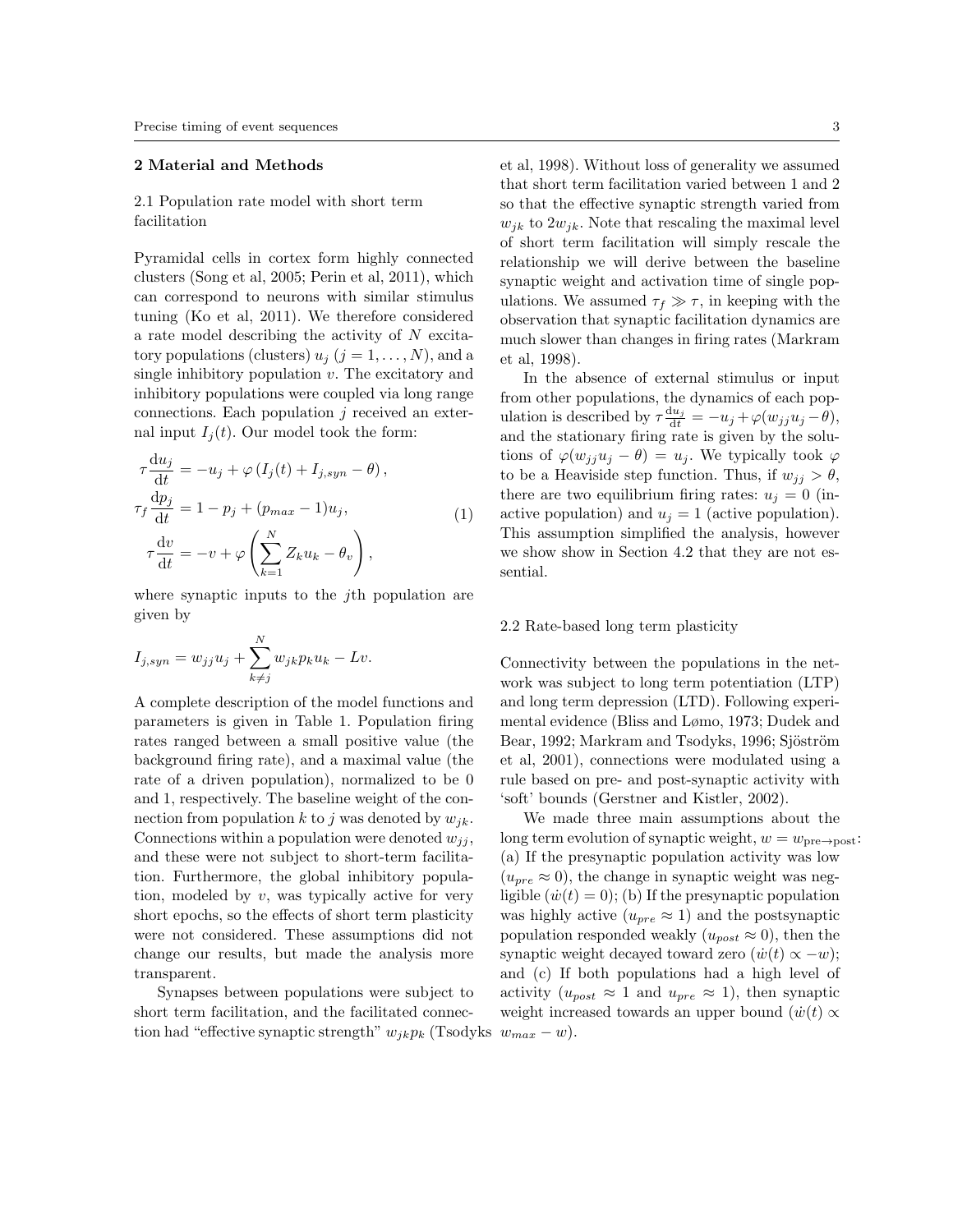## 2 Material and Methods

### 2.1 Population rate model with short term facilitation

Pyramidal cells in cortex form highly connected clusters (Song et al, 2005; Perin et al, 2011), which can correspond to neurons with similar stimulus tuning (Ko et al, 2011). We therefore considered a rate model describing the activity of $N$ excitatory populations (clusters) $u_j$ ($j = 1, \ldots, N$), and a single inhibitory population $v$. The excitatory and inhibitory populations were coupled via long range connections. Each population $j$ received an external input $I_j(t)$. Our model took the form:

$$
\begin{aligned}
\tau \frac{\mathrm{d}u_j}{\mathrm{d}t} &= -u_j + \varphi\left(I_j(t) + I_{j,syn} - \theta\right), \\
\tau_f \frac{\mathrm{d}p_j}{\mathrm{d}t} &= 1 - p_j + (p_{max} - 1)u_j, \\
\tau \frac{\mathrm{d}v}{\mathrm{d}t} &= -v + \varphi\left(\sum_{k=1}^{N} Z_k u_k - \theta_v\right),
\end{aligned}
\tag{1}
$$

where synaptic inputs to the $j$th population are given by

$$
I_{j,syn} = w_{jj}u_j + \sum_{k \neq j}^{N} w_{jk} p_k u_k - Lv.
$$

A complete description of the model functions and parameters is given in Table 1. Population firing rates ranged between a small positive value (the background firing rate), and a maximal value (the rate of a driven population), normalized to be 0 and 1, respectively. The baseline weight of the connection from population $k$ to $j$ was denoted by $w_{jk}$. Connections within a population were denoted $w_{jj}$, and these were not subject to short-term facilitation. Furthermore, the global inhibitory population, modeled by $v$, was typically active for very short epochs, so the effects of short term plasticity were not considered. These assumptions did not change our results, but made the analysis more transparent.

Synapses between populations were subject to short term facilitation, and the facilitated connection had "effective synaptic strength" $w_{jk}p_k$ (Tsodyks et al, 1998). Without loss of generality we assumed that short term facilitation varied between 1 and 2 so that the effective synaptic strength varied from $w_{jk}$ to $2w_{jk}$. Note that rescaling the maximal level of short term facilitation will simply rescale the relationship we will derive between the baseline synaptic weight and activation time of single populations. We assumed $\tau_f \gg \tau$, in keeping with the observation that synaptic facilitation dynamics are much slower than changes in firing rates (Markram et al, 1998).

In the absence of external stimulus or input from other populations, the dynamics of each population is described by $\tau \frac{\mathrm{d}u_j}{\mathrm{d}t} = -u_j + \varphi(w_{jj}u_j - \theta)$, and the stationary firing rate is given by the solutions of $\varphi(w_{jj}u_j - \theta) = u_j$. We typically took $\varphi$ to be a Heaviside step function. Thus, if $w_{jj} > \theta$, there are two equilibrium firing rates: $u_j = 0$ (inactive population) and $u_j = 1$ (active population). This assumption simplified the analysis, however we show show in Section 4.2 that they are not essential.

### 2.2 Rate-based long term plasticity

Connectivity between the populations in the network was subject to long term potentiation (LTP) and long term depression (LTD). Following experimental evidence (Bliss and Lømo, 1973; Dudek and Bear, 1992; Markram and Tsodyks, 1996; Sjöström et al, 2001), connections were modulated using a rule based on pre- and post-synaptic activity with 'soft' bounds (Gerstner and Kistler, 2002).

We made three main assumptions about the long term evolution of synaptic weight, $w = w_{\text{pre}\to\text{post}}$: (a) If the presynaptic population activity was low ($u_{pre} \approx 0$), the change in synaptic weight was negligible ($\dot{w}(t) = 0$); (b) If the presynaptic population was highly active ($u_{pre} \approx 1$) and the postsynaptic population responded weakly ($u_{post} \approx 0$), then the synaptic weight decayed toward zero ($\dot{w}(t) \propto -w$); and (c) If both populations had a high level of activity ($u_{post} \approx 1$ and $u_{pre} \approx 1$), then synaptic weight increased towards an upper bound ($\dot{w}(t) \propto w_{max} - w$).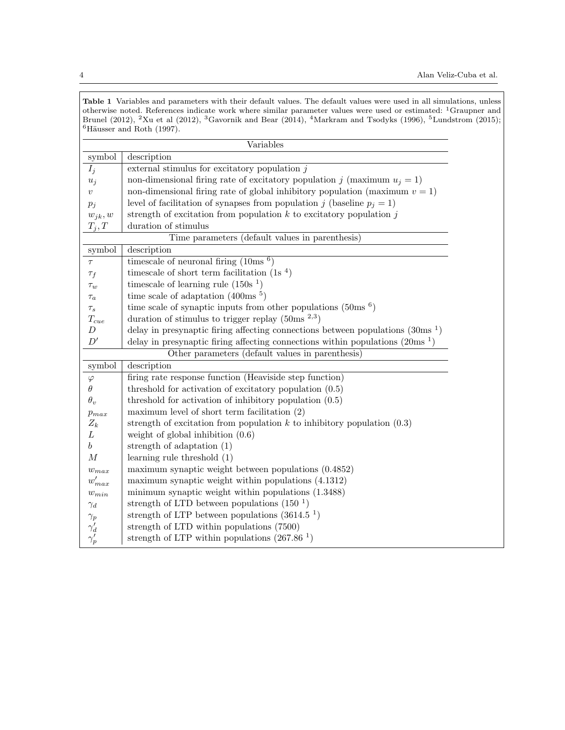**Table 1** Variables and parameters with their default values. The default values were used in all simulations, unless otherwise noted. References indicate work where similar parameter values were used or estimated: [1]Graupner and Brunel (2012), [2]Xu et al (2012), [3]Gavornik and Bear (2014), [4]Markram and Tsodyks (1996), [5]Lundstrom (2015); [6]Häusser and Roth (1997).

| Variables | |
|---|---|
| symbol | description |
| $I_j$ | external stimulus for excitatory population $j$ |
| $u_j$ | non-dimensional firing rate of excitatory population $j$ (maximum $u_j = 1$) |
| $v$ | non-dimensional firing rate of global inhibitory population (maximum $v = 1$) |
| $p_j$ | level of facilitation of synapses from population $j$ (baseline $p_j = 1$) |
| $w_{jk}, w$ | strength of excitation from population $k$ to excitatory population $j$ |
| $T_j, T$ | duration of stimulus |
| **Time parameters (default values in parenthesis)** | |
| symbol | description |
| $\tau$ | timescale of neuronal firing (10ms [6]) |
| $\tau_f$ | timescale of short term facilitation (1s [4]) |
| $\tau_w$ | timescale of learning rule (150s [1]) |
| $\tau_a$ | time scale of adaptation (400ms [5]) |
| $\tau_s$ | time scale of synaptic inputs from other populations (50ms [6]) |
| $T_{cue}$ | duration of stimulus to trigger replay (50ms [2,3]) |
| $D$ | delay in presynaptic firing affecting connections between populations (30ms [1]) |
| $D'$ | delay in presynaptic firing affecting connections within populations (20ms [1]) |
| **Other parameters (default values in parenthesis)** | |
| symbol | description |
| $\varphi$ | firing rate response function (Heaviside step function) |
| $\theta$ | threshold for activation of excitatory population (0.5) |
| $\theta_v$ | threshold for activation of inhibitory population (0.5) |
| $p_{max}$ | maximum level of short term facilitation (2) |
| $Z_k$ | strength of excitation from population $k$ to inhibitory population (0.3) |
| $L$ | weight of global inhibition (0.6) |
| $b$ | strength of adaptation (1) |
| $M$ | learning rule threshold (1) |
| $w_{max}$ | maximum synaptic weight between populations (0.4852) |
| $w'_{max}$ | maximum synaptic weight within populations (4.1312) |
| $w_{min}$ | minimum synaptic weight within populations (1.3488) |
| $\gamma_d$ | strength of LTD between populations (150 [1]) |
| $\gamma_p$ | strength of LTP between populations (3614.5 [1]) |
| $\gamma'_d$ | strength of LTD within populations (7500) |
| $\gamma'_p$ | strength of LTP within populations (267.86 [1]) |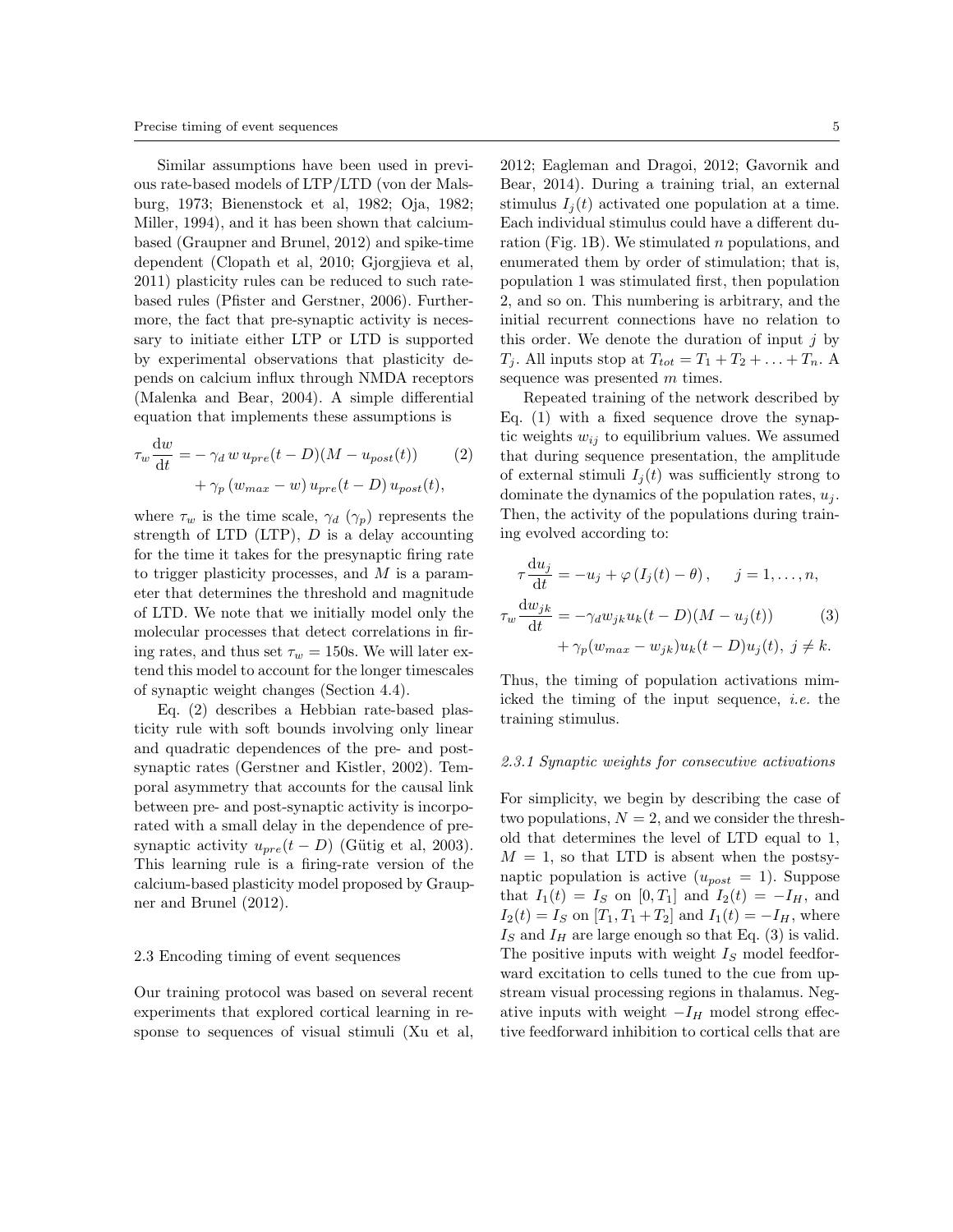Similar assumptions have been used in previous rate-based models of LTP/LTD (von der Malsburg, 1973; Bienenstock et al, 1982; Oja, 1982; Miller, 1994), and it has been shown that calcium-based (Graupner and Brunel, 2012) and spike-time dependent (Clopath et al, 2010; Gjorgjieva et al, 2011) plasticity rules can be reduced to such rate-based rules (Pfister and Gerstner, 2006). Furthermore, the fact that pre-synaptic activity is necessary to initiate either LTP or LTD is supported by experimental observations that plasticity depends on calcium influx through NMDA receptors (Malenka and Bear, 2004). A simple differential equation that implements these assumptions is

$$\begin{aligned}\tau_w \frac{\mathrm{d}w}{\mathrm{d}t} = &- \gamma_d \, w \, u_{pre}(t-D)(M - u_{post}(t)) \\ &+ \gamma_p \, (w_{max} - w) \, u_{pre}(t-D) \, u_{post}(t),\end{aligned} \tag{2}$$

where $\tau_w$ is the time scale, $\gamma_d$ ($\gamma_p$) represents the strength of LTD (LTP), $D$ is a delay accounting for the time it takes for the presynaptic firing rate to trigger plasticity processes, and $M$ is a parameter that determines the threshold and magnitude of LTD. We note that we initially model only the molecular processes that detect correlations in firing rates, and thus set $\tau_w = 150$s. We will later extend this model to account for the longer timescales of synaptic weight changes (Section 4.4).

Eq. (2) describes a Hebbian rate-based plasticity rule with soft bounds involving only linear and quadratic dependences of the pre- and postsynaptic rates (Gerstner and Kistler, 2002). Temporal asymmetry that accounts for the causal link between pre- and post-synaptic activity is incorporated with a small delay in the dependence of presynaptic activity $u_{pre}(t-D)$ (Gütig et al, 2003). This learning rule is a firing-rate version of the calcium-based plasticity model proposed by Graupner and Brunel (2012).

### 2.3 Encoding timing of event sequences

Our training protocol was based on several recent experiments that explored cortical learning in response to sequences of visual stimuli (Xu et al, 2012; Eagleman and Dragoi, 2012; Gavornik and Bear, 2014). During a training trial, an external stimulus $I_j(t)$ activated one population at a time. Each individual stimulus could have a different duration (Fig. 1B). We stimulated $n$ populations, and enumerated them by order of stimulation; that is, population 1 was stimulated first, then population 2, and so on. This numbering is arbitrary, and the initial recurrent connections have no relation to this order. We denote the duration of input $j$ by $T_j$. All inputs stop at $T_{tot} = T_1 + T_2 + \ldots + T_n$. A sequence was presented $m$ times.

Repeated training of the network described by Eq. (1) with a fixed sequence drove the synaptic weights $w_{ij}$ to equilibrium values. We assumed that during sequence presentation, the amplitude of external stimuli $I_j(t)$ was sufficiently strong to dominate the dynamics of the population rates, $u_j$. Then, the activity of the populations during training evolved according to:

$$\begin{aligned}\tau \frac{\mathrm{d}u_j}{\mathrm{d}t} &= -u_j + \varphi\left(I_j(t) - \theta\right), \quad j = 1, \ldots, n, \\ \tau_w \frac{\mathrm{d}w_{jk}}{\mathrm{d}t} &= -\gamma_d w_{jk} u_k(t-D)(M - u_j(t)) \\ &\quad + \gamma_p (w_{max} - w_{jk}) u_k(t-D) u_j(t), \; j \neq k.\end{aligned} \tag{3}$$

Thus, the timing of population activations mimicked the timing of the input sequence, *i.e.* the training stimulus.

#### 2.3.1 Synaptic weights for consecutive activations

For simplicity, we begin by describing the case of two populations, $N = 2$, and we consider the threshold that determines the level of LTD equal to 1, $M = 1$, so that LTD is absent when the postsynaptic population is active ($u_{post} = 1$). Suppose that $I_1(t) = I_S$ on $[0, T_1]$ and $I_2(t) = -I_H$, and $I_2(t) = I_S$ on $[T_1, T_1 + T_2]$ and $I_1(t) = -I_H$, where $I_S$ and $I_H$ are large enough so that Eq. (3) is valid. The positive inputs with weight $I_S$ model feedforward excitation to cells tuned to the cue from upstream visual processing regions in thalamus. Negative inputs with weight $-I_H$ model strong effective feedforward inhibition to cortical cells that are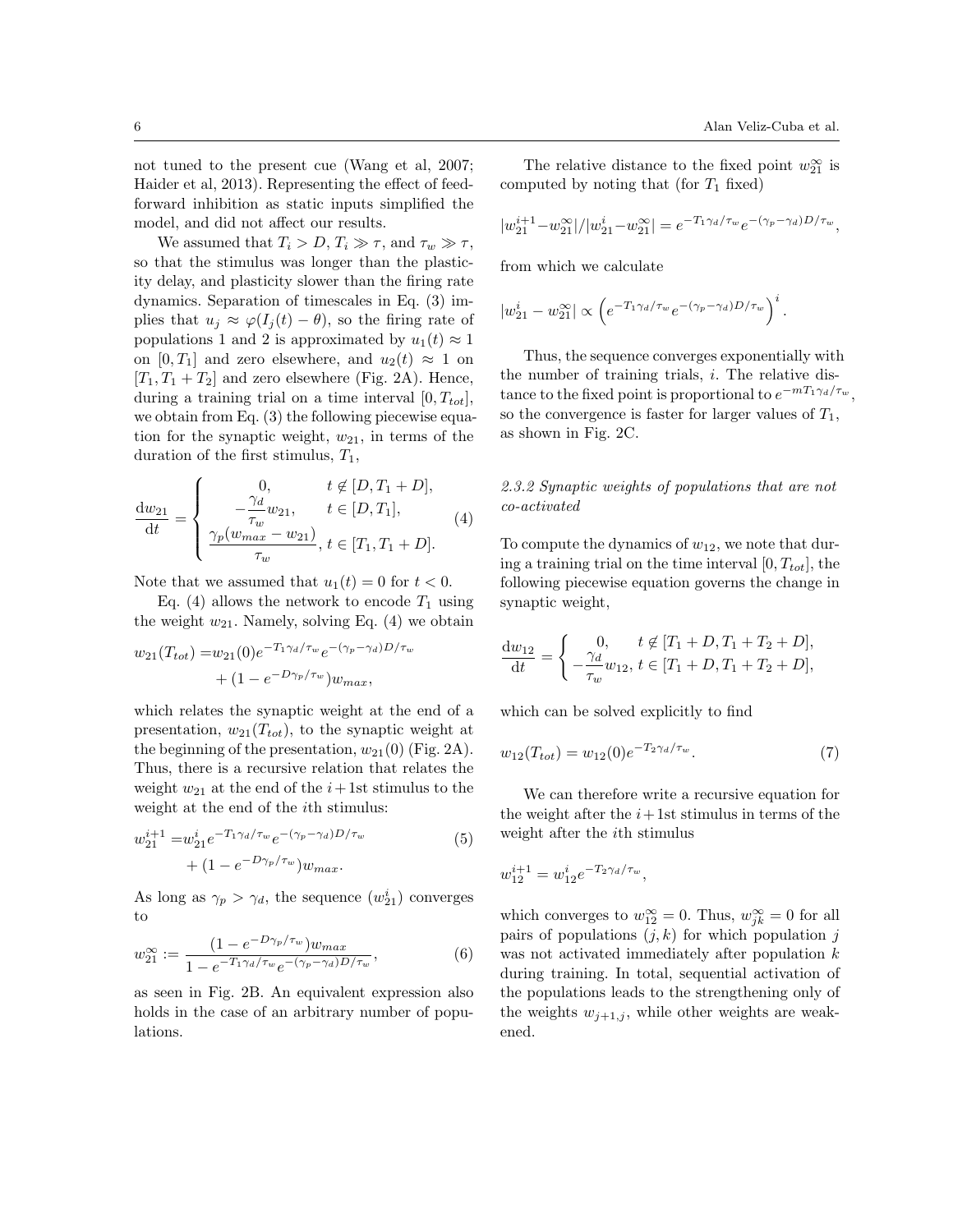not tuned to the present cue (Wang et al, 2007; Haider et al, 2013). Representing the effect of feedforward inhibition as static inputs simplified the model, and did not affect our results.

We assumed that $T_i > D$, $T_i \gg \tau$, and $\tau_w \gg \tau$, so that the stimulus was longer than the plasticity delay, and plasticity slower than the firing rate dynamics. Separation of timescales in Eq. (3) implies that $u_j \approx \varphi(I_j(t) - \theta)$, so the firing rate of populations 1 and 2 is approximated by $u_1(t) \approx 1$ on $[0, T_1]$ and zero elsewhere, and $u_2(t) \approx 1$ on $[T_1, T_1 + T_2]$ and zero elsewhere (Fig. 2A). Hence, during a training trial on a time interval $[0, T_{tot}]$, we obtain from Eq. (3) the following piecewise equation for the synaptic weight, $w_{21}$, in terms of the duration of the first stimulus, $T_1$,

$$\frac{\mathrm{d}w_{21}}{\mathrm{d}t} = \begin{cases} 0, & t \notin [D, T_1 + D], \\ -\dfrac{\gamma_d}{\tau_w} w_{21}, & t \in [D, T_1], \\ \dfrac{\gamma_p (w_{max} - w_{21})}{\tau_w}, & t \in [T_1, T_1 + D]. \end{cases} \tag{4}$$

Note that we assumed that $u_1(t) = 0$ for $t < 0$.

Eq. (4) allows the network to encode $T_1$ using the weight $w_{21}$. Namely, solving Eq. (4) we obtain

$$\begin{aligned} w_{21}(T_{tot}) =& w_{21}(0) e^{-T_1 \gamma_d / \tau_w} e^{-(\gamma_p - \gamma_d) D / \tau_w} \\ &+ (1 - e^{-D\gamma_p / \tau_w}) w_{max}, \end{aligned}$$

which relates the synaptic weight at the end of a presentation, $w_{21}(T_{tot})$, to the synaptic weight at the beginning of the presentation, $w_{21}(0)$ (Fig. 2A). Thus, there is a recursive relation that relates the weight $w_{21}$ at the end of the $i+1$st stimulus to the weight at the end of the $i$th stimulus:

$$\begin{aligned} w_{21}^{i+1} =& w_{21}^{i} e^{-T_1 \gamma_d / \tau_w} e^{-(\gamma_p - \gamma_d) D / \tau_w} \\ &+ (1 - e^{-D\gamma_p / \tau_w}) w_{max}. \end{aligned} \tag{5}$$

As long as $\gamma_p > \gamma_d$, the sequence $(w_{21}^i)$ converges to

$$w_{21}^{\infty} := \frac{(1 - e^{-D\gamma_p / \tau_w}) w_{max}}{1 - e^{-T_1 \gamma_d / \tau_w} e^{-(\gamma_p - \gamma_d) D / \tau_w}}, \tag{6}$$

as seen in Fig. 2B. An equivalent expression also holds in the case of an arbitrary number of populations.

The relative distance to the fixed point $w_{21}^{\infty}$ is computed by noting that (for $T_1$ fixed)

$$|w_{21}^{i+1} - w_{21}^{\infty}| / |w_{21}^{i} - w_{21}^{\infty}| = e^{-T_1 \gamma_d / \tau_w} e^{-(\gamma_p - \gamma_d) D / \tau_w},$$

from which we calculate

$$|w_{21}^{i} - w_{21}^{\infty}| \propto \left( e^{-T_1 \gamma_d / \tau_w} e^{-(\gamma_p - \gamma_d) D / \tau_w} \right)^i.$$

Thus, the sequence converges exponentially with the number of training trials, $i$. The relative distance to the fixed point is proportional to $e^{-mT_1 \gamma_d / \tau_w}$, so the convergence is faster for larger values of $T_1$, as shown in Fig. 2C.

### 2.3.2 Synaptic weights of populations that are not co-activated

To compute the dynamics of $w_{12}$, we note that during a training trial on the time interval $[0, T_{tot}]$, the following piecewise equation governs the change in synaptic weight,

$$\frac{\mathrm{d}w_{12}}{\mathrm{d}t} = \begin{cases} 0, & t \notin [T_1 + D, T_1 + T_2 + D], \\ -\dfrac{\gamma_d}{\tau_w} w_{12}, & t \in [T_1 + D, T_1 + T_2 + D], \end{cases}$$

which can be solved explicitly to find

$$w_{12}(T_{tot}) = w_{12}(0) e^{-T_2 \gamma_d / \tau_w}. \tag{7}$$

We can therefore write a recursive equation for the weight after the $i+1$st stimulus in terms of the weight after the $i$th stimulus

$$w_{12}^{i+1} = w_{12}^{i} e^{-T_2 \gamma_d / \tau_w},$$

which converges to $w_{12}^{\infty} = 0$. Thus, $w_{jk}^{\infty} = 0$ for all pairs of populations $(j, k)$ for which population $j$ was not activated immediately after population $k$ during training. In total, sequential activation of the populations leads to the strengthening only of the weights $w_{j+1,j}$, while other weights are weakened.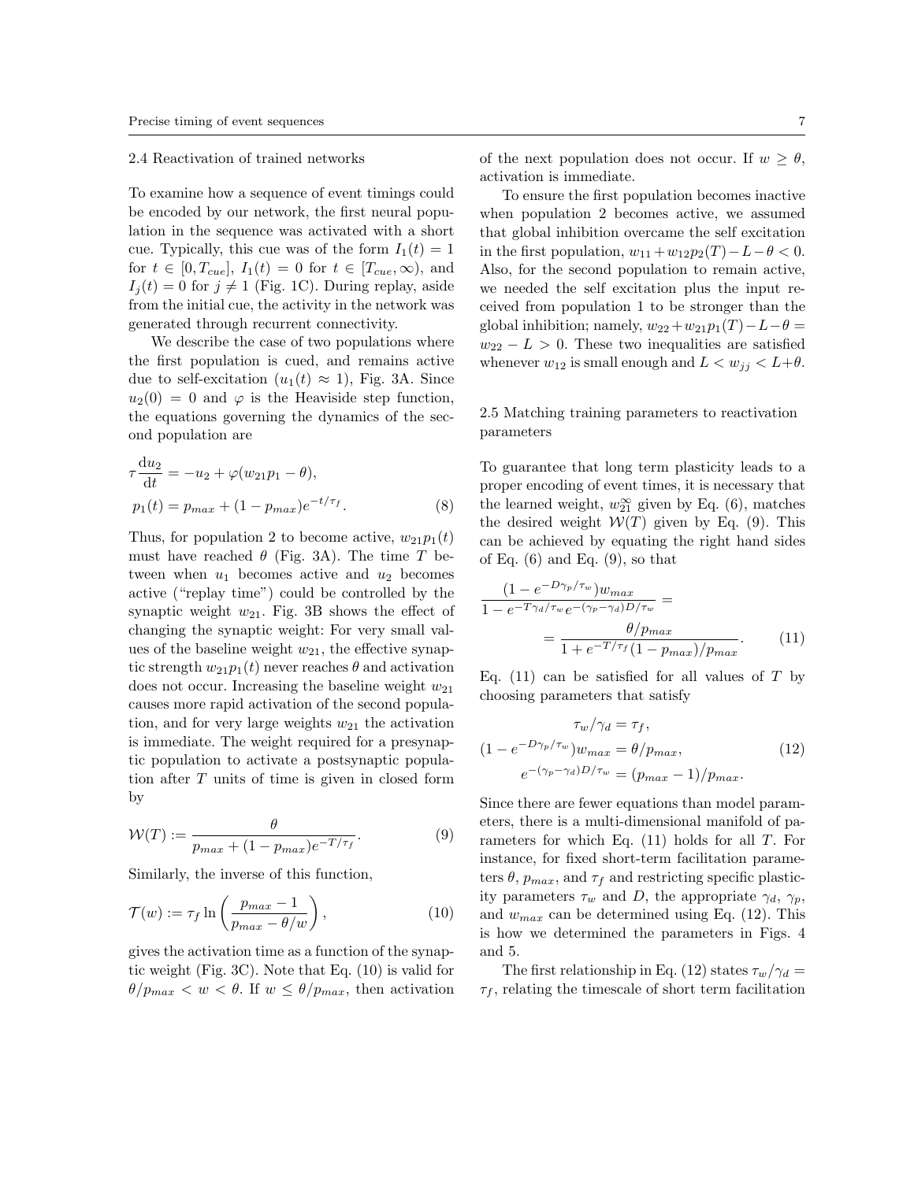### 2.4 Reactivation of trained networks

To examine how a sequence of event timings could be encoded by our network, the first neural population in the sequence was activated with a short cue. Typically, this cue was of the form $I_1(t) = 1$ for $t \in [0, T_{cue}]$, $I_1(t) = 0$ for $t \in [T_{cue}, \infty)$, and $I_j(t) = 0$ for $j \neq 1$ (Fig. 1C). During replay, aside from the initial cue, the activity in the network was generated through recurrent connectivity.

We describe the case of two populations where the first population is cued, and remains active due to self-excitation ($u_1(t) \approx 1$), Fig. 3A. Since $u_2(0) = 0$ and $\varphi$ is the Heaviside step function, the equations governing the dynamics of the second population are

$$
\begin{aligned}
\tau \frac{\mathrm{d}u_2}{\mathrm{d}t} &= -u_2 + \varphi(w_{21}p_1 - \theta), \\
p_1(t) &= p_{max} + (1 - p_{max})e^{-t/\tau_f}.
\end{aligned} \tag{8}
$$

Thus, for population 2 to become active, $w_{21}p_1(t)$ must have reached $\theta$ (Fig. 3A). The time $T$ between when $u_1$ becomes active and $u_2$ becomes active ("replay time") could be controlled by the synaptic weight $w_{21}$. Fig. 3B shows the effect of changing the synaptic weight: For very small values of the baseline weight $w_{21}$, the effective synaptic strength $w_{21}p_1(t)$ never reaches $\theta$ and activation does not occur. Increasing the baseline weight $w_{21}$ causes more rapid activation of the second population, and for very large weights $w_{21}$ the activation is immediate. The weight required for a presynaptic population to activate a postsynaptic population after $T$ units of time is given in closed form by

$$
\mathcal{W}(T) := \frac{\theta}{p_{max} + (1 - p_{max})e^{-T/\tau_f}}. \tag{9}
$$

Similarly, the inverse of this function,

$$
\mathcal{T}(w) := \tau_f \ln\left(\frac{p_{max} - 1}{p_{max} - \theta/w}\right), \tag{10}
$$

gives the activation time as a function of the synaptic weight (Fig. 3C). Note that Eq. (10) is valid for $\theta/p_{max} < w < \theta$. If $w \leq \theta/p_{max}$, then activation of the next population does not occur. If $w \geq \theta$, activation is immediate.

To ensure the first population becomes inactive when population 2 becomes active, we assumed that global inhibition overcame the self excitation in the first population, $w_{11} + w_{12}p_2(T) - L - \theta < 0$. Also, for the second population to remain active, we needed the self excitation plus the input received from population 1 to be stronger than the global inhibition; namely, $w_{22} + w_{21}p_1(T) - L - \theta = w_{22} - L > 0$. These two inequalities are satisfied whenever $w_{12}$ is small enough and $L < w_{jj} < L + \theta$.

### 2.5 Matching training parameters to reactivation parameters

To guarantee that long term plasticity leads to a proper encoding of event times, it is necessary that the learned weight, $w_{21}^{\infty}$ given by Eq. (6), matches the desired weight $\mathcal{W}(T)$ given by Eq. (9). This can be achieved by equating the right hand sides of Eq. (6) and Eq. (9), so that

$$
\frac{(1 - e^{-D\gamma_p/\tau_w})w_{max}}{1 - e^{-T\gamma_d/\tau_w}e^{-(\gamma_p - \gamma_d)D/\tau_w}} = \frac{\theta/p_{max}}{1 + e^{-T/\tau_f}(1 - p_{max})/p_{max}}. \tag{11}
$$

Eq. (11) can be satisfied for all values of $T$ by choosing parameters that satisfy

$$
\begin{aligned}
\tau_w/\gamma_d &= \tau_f, \\
(1 - e^{-D\gamma_p/\tau_w})w_{max} &= \theta/p_{max}, \\
e^{-(\gamma_p - \gamma_d)D/\tau_w} &= (p_{max} - 1)/p_{max}.
\end{aligned} \tag{12}
$$

Since there are fewer equations than model parameters, there is a multi-dimensional manifold of parameters for which Eq. (11) holds for all $T$. For instance, for fixed short-term facilitation parameters $\theta$, $p_{max}$, and $\tau_f$ and restricting specific plasticity parameters $\tau_w$ and $D$, the appropriate $\gamma_d$, $\gamma_p$, and $w_{max}$ can be determined using Eq. (12). This is how we determined the parameters in Figs. 4 and 5.

The first relationship in Eq. (12) states $\tau_w/\gamma_d = \tau_f$, relating the timescale of short term facilitation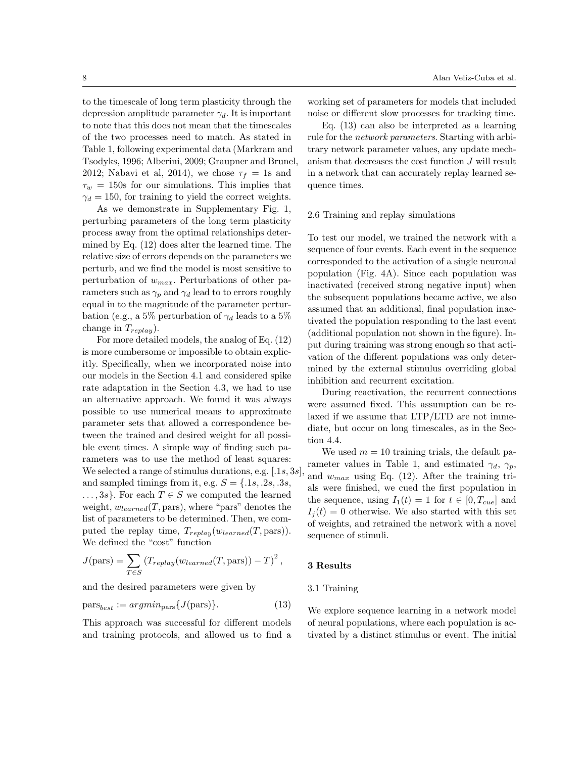to the timescale of long term plasticity through the depression amplitude parameter $\gamma_d$. It is important to note that this does not mean that the timescales of the two processes need to match. As stated in Table 1, following experimental data (Markram and Tsodyks, 1996; Alberini, 2009; Graupner and Brunel, 2012; Nabavi et al, 2014), we chose $\tau_f = 1$s and $\tau_w = 150$s for our simulations. This implies that $\gamma_d = 150$, for training to yield the correct weights.

As we demonstrate in Supplementary Fig. 1, perturbing parameters of the long term plasticity process away from the optimal relationships determined by Eq. (12) does alter the learned time. The relative size of errors depends on the parameters we perturb, and we find the model is most sensitive to perturbation of $w_{max}$. Perturbations of other parameters such as $\gamma_p$ and $\gamma_d$ lead to to errors roughly equal in to the magnitude of the parameter perturbation (e.g., a 5% perturbation of $\gamma_d$ leads to a 5% change in $T_{replay}$).

For more detailed models, the analog of Eq. (12) is more cumbersome or impossible to obtain explicitly. Specifically, when we incorporated noise into our models in the Section 4.1 and considered spike rate adaptation in the Section 4.3, we had to use an alternative approach. We found it was always possible to use numerical means to approximate parameter sets that allowed a correspondence between the trained and desired weight for all possible event times. A simple way of finding such parameters was to use the method of least squares: We selected a range of stimulus durations, e.g. $[.1s, 3s]$, and sampled timings from it, e.g. $S = \{.1s, .2s, .3s, \ldots, 3s\}$. For each $T \in S$ we computed the learned weight, $w_{learned}(T, \text{pars})$, where "pars" denotes the list of parameters to be determined. Then, we computed the replay time, $T_{replay}(w_{learned}(T, \text{pars}))$. We defined the "cost" function

$$J(\text{pars}) = \sum_{T \in S} \left(T_{replay}(w_{learned}(T, \text{pars})) - T\right)^2,$$

and the desired parameters were given by

$$\text{pars}_{best} := argmin_{\text{pars}}\{J(\text{pars})\}. \tag{13}$$

This approach was successful for different models and training protocols, and allowed us to find a working set of parameters for models that included noise or different slow processes for tracking time.

Eq. (13) can also be interpreted as a learning rule for the *network parameters*. Starting with arbitrary network parameter values, any update mechanism that decreases the cost function $J$ will result in a network that can accurately replay learned sequence times.

### 2.6 Training and replay simulations

To test our model, we trained the network with a sequence of four events. Each event in the sequence corresponded to the activation of a single neuronal population (Fig. 4A). Since each population was inactivated (received strong negative input) when the subsequent populations became active, we also assumed that an additional, final population inactivated the population responding to the last event (additional population not shown in the figure). Input during training was strong enough so that activation of the different populations was only determined by the external stimulus overriding global inhibition and recurrent excitation.

During reactivation, the recurrent connections were assumed fixed. This assumption can be relaxed if we assume that LTP/LTD are not immediate, but occur on long timescales, as in the Section 4.4.

We used $m = 10$ training trials, the default parameter values in Table 1, and estimated $\gamma_d$, $\gamma_p$, and $w_{max}$ using Eq. (12). After the training trials were finished, we cued the first population in the sequence, using $I_1(t) = 1$ for $t \in [0, T_{cue}]$ and $I_j(t) = 0$ otherwise. We also started with this set of weights, and retrained the network with a novel sequence of stimuli.

## 3 Results

### 3.1 Training

We explore sequence learning in a network model of neural populations, where each population is activated by a distinct stimulus or event. The initial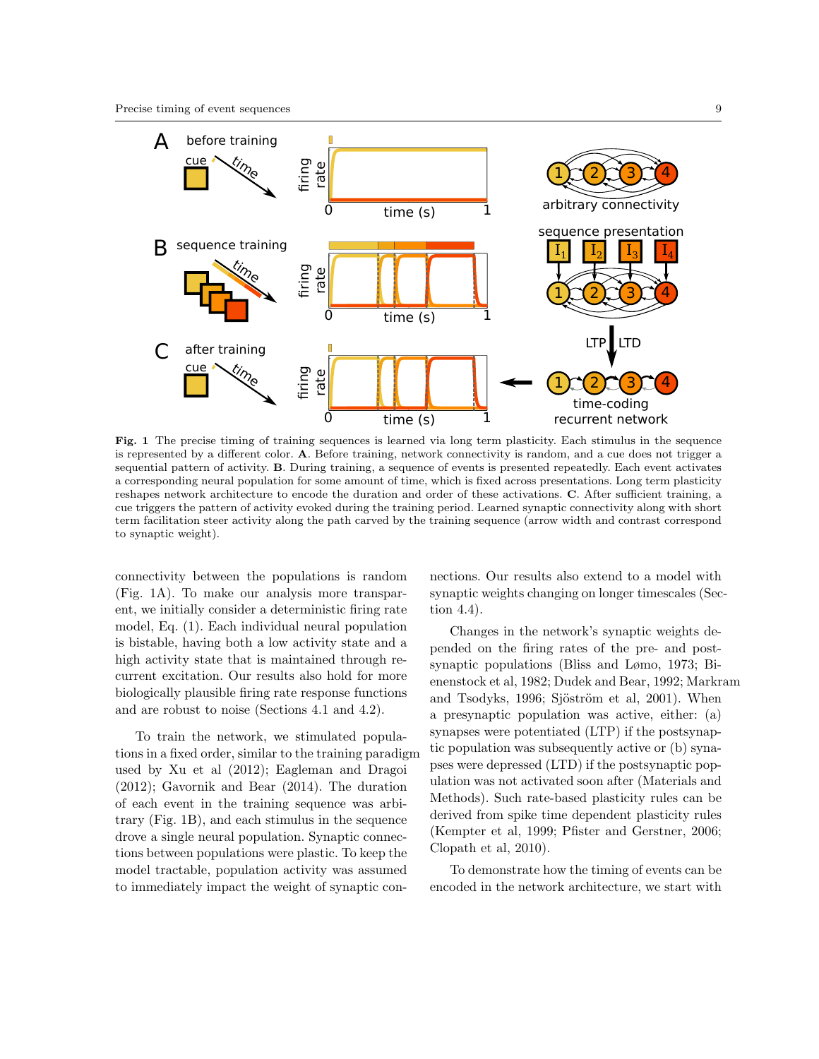**Fig. 1** The precise timing of training sequences is learned via long term plasticity. Each stimulus in the sequence is represented by a different color. **A**. Before training, network connectivity is random, and a cue does not trigger a sequential pattern of activity. **B**. During training, a sequence of events is presented repeatedly. Each event activates a corresponding neural population for some amount of time, which is fixed across presentations. Long term plasticity reshapes network architecture to encode the duration and order of these activations. **C**. After sufficient training, a cue triggers the pattern of activity evoked during the training period. Learned synaptic connectivity along with short term facilitation steer activity along the path carved by the training sequence (arrow width and contrast correspond to synaptic weight).

connectivity between the populations is random (Fig. 1A). To make our analysis more transparent, we initially consider a deterministic firing rate model, Eq. (1). Each individual neural population is bistable, having both a low activity state and a high activity state that is maintained through recurrent excitation. Our results also hold for more biologically plausible firing rate response functions and are robust to noise (Sections 4.1 and 4.2).

To train the network, we stimulated populations in a fixed order, similar to the training paradigm used by Xu et al (2012); Eagleman and Dragoi (2012); Gavornik and Bear (2014). The duration of each event in the training sequence was arbitrary (Fig. 1B), and each stimulus in the sequence drove a single neural population. Synaptic connections between populations were plastic. To keep the model tractable, population activity was assumed to immediately impact the weight of synaptic connections. Our results also extend to a model with synaptic weights changing on longer timescales (Section 4.4).

Changes in the network's synaptic weights depended on the firing rates of the pre- and postsynaptic populations (Bliss and Lømo, 1973; Bienenstock et al, 1982; Dudek and Bear, 1992; Markram and Tsodyks, 1996; Sjöström et al, 2001). When a presynaptic population was active, either: (a) synapses were potentiated (LTP) if the postsynaptic population was subsequently active or (b) synapses were depressed (LTD) if the postsynaptic population was not activated soon after (Materials and Methods). Such rate-based plasticity rules can be derived from spike time dependent plasticity rules (Kempter et al, 1999; Pfister and Gerstner, 2006; Clopath et al, 2010).

To demonstrate how the timing of events can be encoded in the network architecture, we start with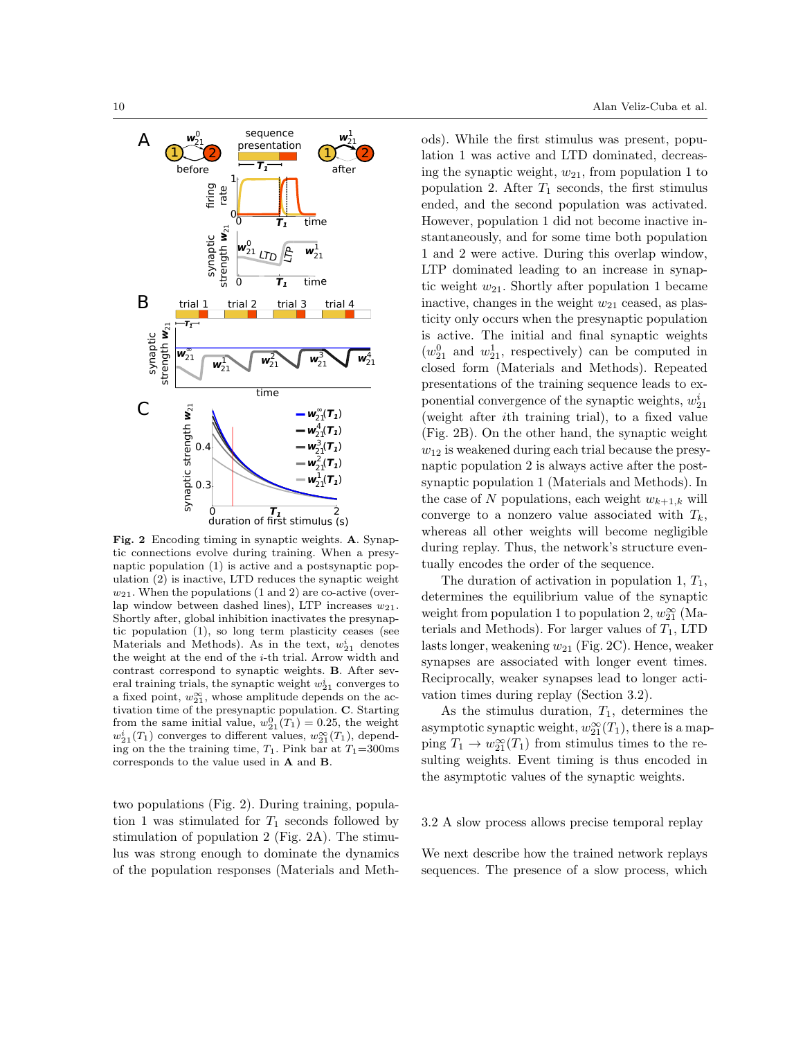**Fig. 2** Encoding timing in synaptic weights. **A**. Synaptic connections evolve during training. When a presynaptic population (1) is active and a postsynaptic population (2) is inactive, LTD reduces the synaptic weight $w_{21}$. When the populations (1 and 2) are co-active (overlap window between dashed lines), LTP increases $w_{21}$. Shortly after, global inhibition inactivates the presynaptic population (1), so long term plasticity ceases (see Materials and Methods). As in the text, $w_{21}^i$ denotes the weight at the end of the $i$-th trial. Arrow width and contrast correspond to synaptic weights. **B**. After several training trials, the synaptic weight $w_{21}^i$ converges to a fixed point, $w_{21}^\infty$, whose amplitude depends on the activation time of the presynaptic population. **C**. Starting from the same initial value, $w_{21}^0(T_1) = 0.25$, the weight $w_{21}^i(T_1)$ converges to different values, $w_{21}^\infty(T_1)$, depending on the the training time, $T_1$. Pink bar at $T_1$=300ms corresponds to the value used in **A** and **B**.

two populations (Fig. 2). During training, population 1 was stimulated for $T_1$ seconds followed by stimulation of population 2 (Fig. 2A). The stimulus was strong enough to dominate the dynamics of the population responses (Materials and Methods). While the first stimulus was present, population 1 was active and LTD dominated, decreasing the synaptic weight, $w_{21}$, from population 1 to population 2. After $T_1$ seconds, the first stimulus ended, and the second population was activated. However, population 1 did not become inactive instantaneously, and for some time both population 1 and 2 were active. During this overlap window, LTP dominated leading to an increase in synaptic weight $w_{21}$. Shortly after population 1 became inactive, changes in the weight $w_{21}$ ceased, as plasticity only occurs when the presynaptic population is active. The initial and final synaptic weights ($w_{21}^0$ and $w_{21}^1$, respectively) can be computed in closed form (Materials and Methods). Repeated presentations of the training sequence leads to exponential convergence of the synaptic weights, $w_{21}^i$ (weight after $i$th training trial), to a fixed value (Fig. 2B). On the other hand, the synaptic weight $w_{12}$ is weakened during each trial because the presynaptic population 2 is always active after the postsynaptic population 1 (Materials and Methods). In the case of $N$ populations, each weight $w_{k+1,k}$ will converge to a nonzero value associated with $T_k$, whereas all other weights will become negligible during replay. Thus, the network's structure eventually encodes the order of the sequence.

The duration of activation in population 1, $T_1$, determines the equilibrium value of the synaptic weight from population 1 to population 2, $w_{21}^\infty$ (Materials and Methods). For larger values of $T_1$, LTD lasts longer, weakening $w_{21}$ (Fig. 2C). Hence, weaker synapses are associated with longer event times. Reciprocally, weaker synapses lead to longer activation times during replay (Section 3.2).

As the stimulus duration, $T_1$, determines the asymptotic synaptic weight, $w_{21}^\infty(T_1)$, there is a mapping $T_1 \to w_{21}^\infty(T_1)$ from stimulus times to the resulting weights. Event timing is thus encoded in the asymptotic values of the synaptic weights.

## 3.2 A slow process allows precise temporal replay

We next describe how the trained network replays sequences. The presence of a slow process, which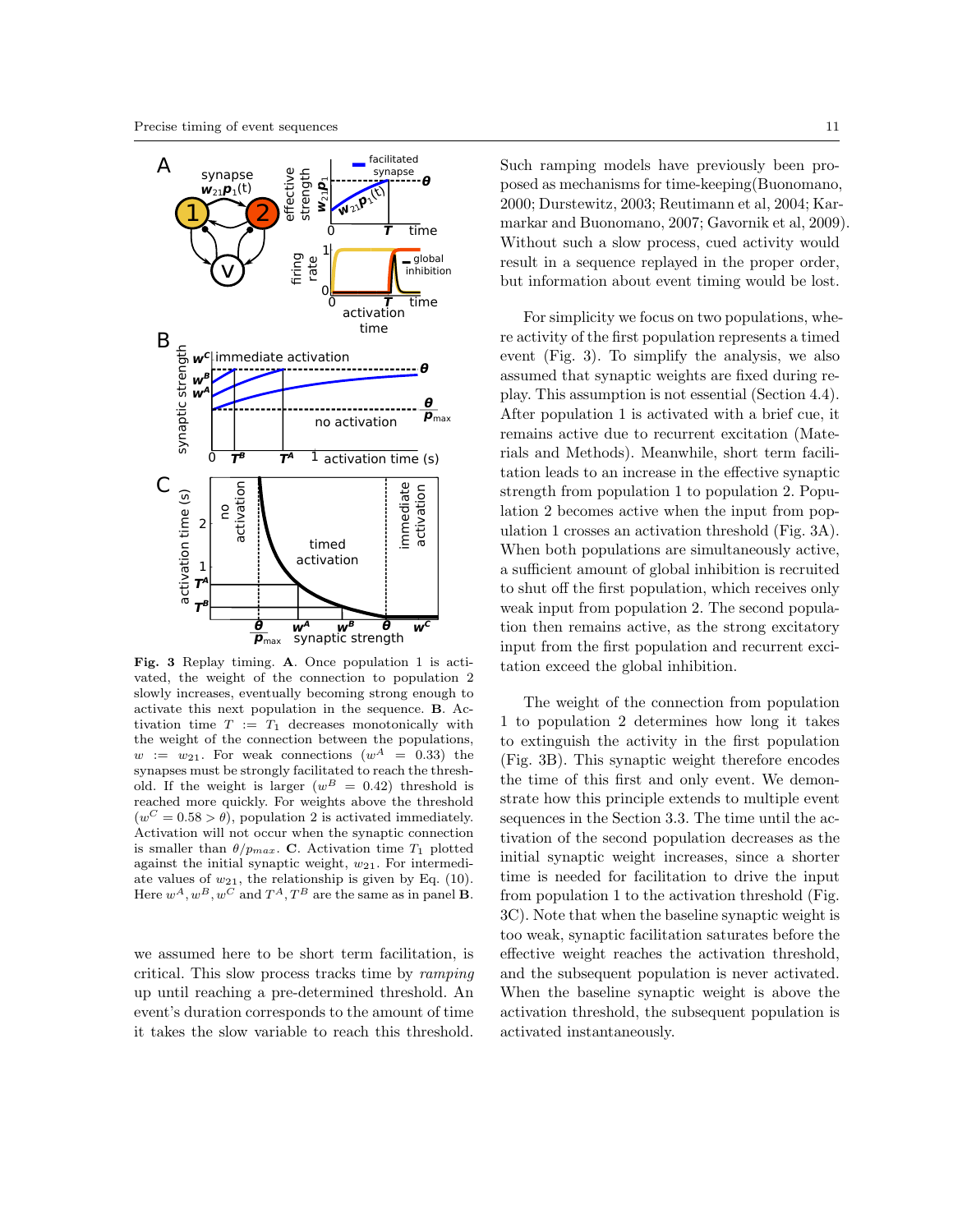**Fig. 3** Replay timing. **A**. Once population 1 is activated, the weight of the connection to population 2 slowly increases, eventually becoming strong enough to activate this next population in the sequence. **B**. Activation time $T := T_1$ decreases monotonically with the weight of the connection between the populations, $w := w_{21}$. For weak connections ($w^A = 0.33$) the synapses must be strongly facilitated to reach the threshold. If the weight is larger ($w^B = 0.42$) threshold is reached more quickly. For weights above the threshold ($w^C = 0.58 > \theta$), population 2 is activated immediately. Activation will not occur when the synaptic connection is smaller than $\theta/p_{max}$. **C**. Activation time $T_1$ plotted against the initial synaptic weight, $w_{21}$. For intermediate values of $w_{21}$, the relationship is given by Eq. (10). Here $w^A, w^B, w^C$ and $T^A, T^B$ are the same as in panel **B**.

we assumed here to be short term facilitation, is critical. This slow process tracks time by *ramping* up until reaching a pre-determined threshold. An event's duration corresponds to the amount of time it takes the slow variable to reach this threshold.

Such ramping models have previously been proposed as mechanisms for time-keeping(Buonomano, 2000; Durstewitz, 2003; Reutimann et al, 2004; Karmarkar and Buonomano, 2007; Gavornik et al, 2009). Without such a slow process, cued activity would result in a sequence replayed in the proper order, but information about event timing would be lost.

For simplicity we focus on two populations, where activity of the first population represents a timed event (Fig. 3). To simplify the analysis, we also assumed that synaptic weights are fixed during replay. This assumption is not essential (Section 4.4). After population 1 is activated with a brief cue, it remains active due to recurrent excitation (Materials and Methods). Meanwhile, short term facilitation leads to an increase in the effective synaptic strength from population 1 to population 2. Population 2 becomes active when the input from population 1 crosses an activation threshold (Fig. 3A). When both populations are simultaneously active, a sufficient amount of global inhibition is recruited to shut off the first population, which receives only weak input from population 2. The second population then remains active, as the strong excitatory input from the first population and recurrent excitation exceed the global inhibition.

The weight of the connection from population 1 to population 2 determines how long it takes to extinguish the activity in the first population (Fig. 3B). This synaptic weight therefore encodes the time of this first and only event. We demonstrate how this principle extends to multiple event sequences in the Section 3.3. The time until the activation of the second population decreases as the initial synaptic weight increases, since a shorter time is needed for facilitation to drive the input from population 1 to the activation threshold (Fig. 3C). Note that when the baseline synaptic weight is too weak, synaptic facilitation saturates before the effective weight reaches the activation threshold, and the subsequent population is never activated. When the baseline synaptic weight is above the activation threshold, the subsequent population is activated instantaneously.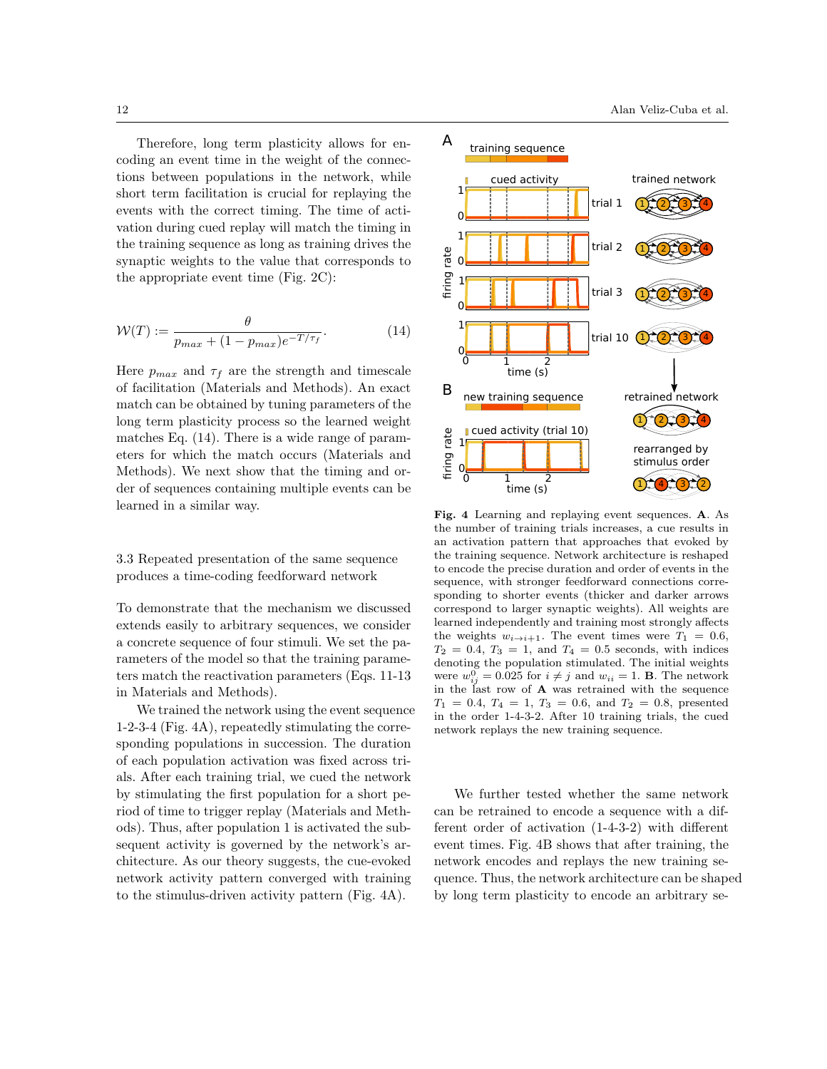Therefore, long term plasticity allows for encoding an event time in the weight of the connections between populations in the network, while short term facilitation is crucial for replaying the events with the correct timing. The time of activation during cued replay will match the timing in the training sequence as long as training drives the synaptic weights to the value that corresponds to the appropriate event time (Fig. 2C):

$$\mathcal{W}(T) := \frac{\theta}{p_{max} + (1 - p_{max})e^{-T/\tau_f}}. \tag{14}$$

Here $p_{max}$ and $\tau_f$ are the strength and timescale of facilitation (Materials and Methods). An exact match can be obtained by tuning parameters of the long term plasticity process so the learned weight matches Eq. (14). There is a wide range of parameters for which the match occurs (Materials and Methods). We next show that the timing and order of sequences containing multiple events can be learned in a similar way.

### 3.3 Repeated presentation of the same sequence produces a time-coding feedforward network

To demonstrate that the mechanism we discussed extends easily to arbitrary sequences, we consider a concrete sequence of four stimuli. We set the parameters of the model so that the training parameters match the reactivation parameters (Eqs. 11-13 in Materials and Methods).

We trained the network using the event sequence 1-2-3-4 (Fig. 4A), repeatedly stimulating the corresponding populations in succession. The duration of each population activation was fixed across trials. After each training trial, we cued the network by stimulating the first population for a short period of time to trigger replay (Materials and Methods). Thus, after population 1 is activated the subsequent activity is governed by the network's architecture. As our theory suggests, the cue-evoked network activity pattern converged with training to the stimulus-driven activity pattern (Fig. 4A).

**Fig. 4** Learning and replaying event sequences. **A**. As the number of training trials increases, a cue results in an activation pattern that approaches that evoked by the training sequence. Network architecture is reshaped to encode the precise duration and order of events in the sequence, with stronger feedforward connections corresponding to shorter events (thicker and darker arrows correspond to larger synaptic weights). All weights are learned independently and training most strongly affects the weights $w_{i\to i+1}$. The event times were $T_1 = 0.6$, $T_2 = 0.4$, $T_3 = 1$, and $T_4 = 0.5$ seconds, with indices denoting the population stimulated. The initial weights were $w_{ij}^0 = 0.025$ for $i \neq j$ and $w_{ii} = 1$. **B**. The network in the last row of **A** was retrained with the sequence $T_1 = 0.4$, $T_4 = 1$, $T_3 = 0.6$, and $T_2 = 0.8$, presented in the order 1-4-3-2. After 10 training trials, the cued network replays the new training sequence.

We further tested whether the same network can be retrained to encode a sequence with a different order of activation (1-4-3-2) with different event times. Fig. 4B shows that after training, the network encodes and replays the new training sequence. Thus, the network architecture can be shaped by long term plasticity to encode an arbitrary se-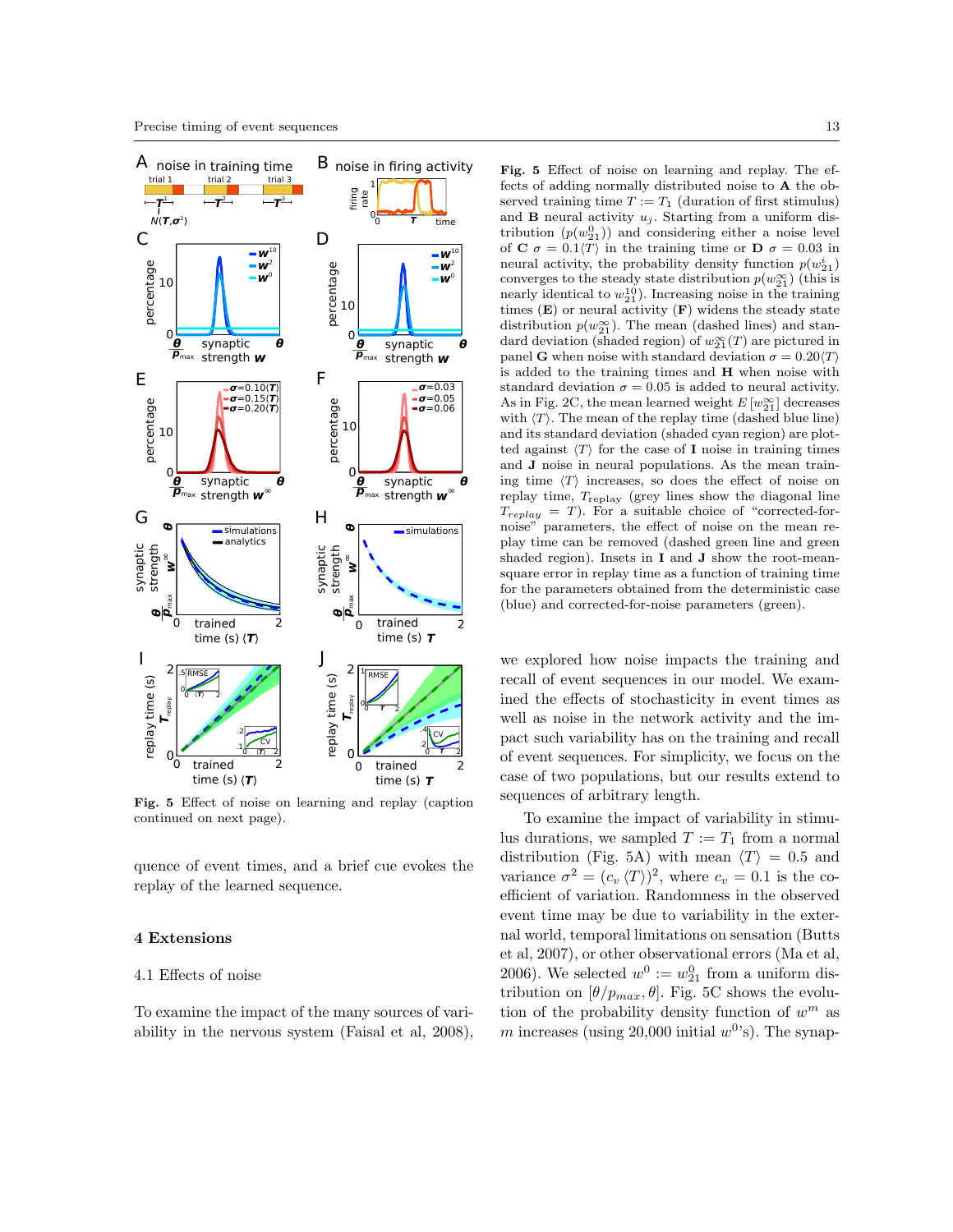**Fig. 5** Effect of noise on learning and replay (caption continued on next page).

quence of event times, and a brief cue evokes the replay of the learned sequence.

## 4 Extensions

### 4.1 Effects of noise

To examine the impact of the many sources of variability in the nervous system (Faisal et al, 2008),

**Fig. 5** Effect of noise on learning and replay. The effects of adding normally distributed noise to **A** the observed training time $T := T_1$ (duration of first stimulus) and **B** neural activity $u_j$. Starting from a uniform distribution ($p(w_{21}^0)$) and considering either a noise level of **C** $\sigma = 0.1\langle T\rangle$ in the training time or **D** $\sigma = 0.03$ in neural activity, the probability density function $p(w_{21}^i)$ converges to the steady state distribution $p(w_{21}^\infty)$ (this is nearly identical to $w_{21}^{10}$). Increasing noise in the training times (**E**) or neural activity (**F**) widens the steady state distribution $p(w_{21}^\infty)$. The mean (dashed lines) and standard deviation (shaded region) of $w_{21}^\infty(T)$ are pictured in panel **G** when noise with standard deviation $\sigma = 0.20\langle T\rangle$ is added to the training times and **H** when noise with standard deviation $\sigma = 0.05$ is added to neural activity. As in Fig. 2C, the mean learned weight $E\left[w_{21}^\infty\right]$ decreases with $\langle T\rangle$. The mean of the replay time (dashed blue line) and its standard deviation (shaded cyan region) are plotted against $\langle T\rangle$ for the case of **I** noise in training times and **J** noise in neural populations. As the mean training time $\langle T\rangle$ increases, so does the effect of noise on replay time, $T_{replay}$ (grey lines show the diagonal line $T_{replay} = T$). For a suitable choice of "corrected-for-noise" parameters, the effect of noise on the mean replay time can be removed (dashed green line and green shaded region). Insets in **I** and **J** show the root-mean-square error in replay time as a function of training time for the parameters obtained from the deterministic case (blue) and corrected-for-noise parameters (green).

we explored how noise impacts the training and recall of event sequences in our model. We examined the effects of stochasticity in event times as well as noise in the network activity and the impact such variability has on the training and recall of event sequences. For simplicity, we focus on the case of two populations, but our results extend to sequences of arbitrary length.

To examine the impact of variability in stimulus durations, we sampled $T := T_1$ from a normal distribution (Fig. 5A) with mean $\langle T\rangle = 0.5$ and variance $\sigma^2 = (c_v\langle T\rangle)^2$, where $c_v = 0.1$ is the coefficient of variation. Randomness in the observed event time may be due to variability in the external world, temporal limitations on sensation (Butts et al, 2007), or other observational errors (Ma et al, 2006). We selected $w^0 := w_{21}^0$ from a uniform distribution on $[\theta/p_{max}, \theta]$. Fig. 5C shows the evolution of the probability density function of $w^m$ as $m$ increases (using 20,000 initial $w^0$'s). The synap-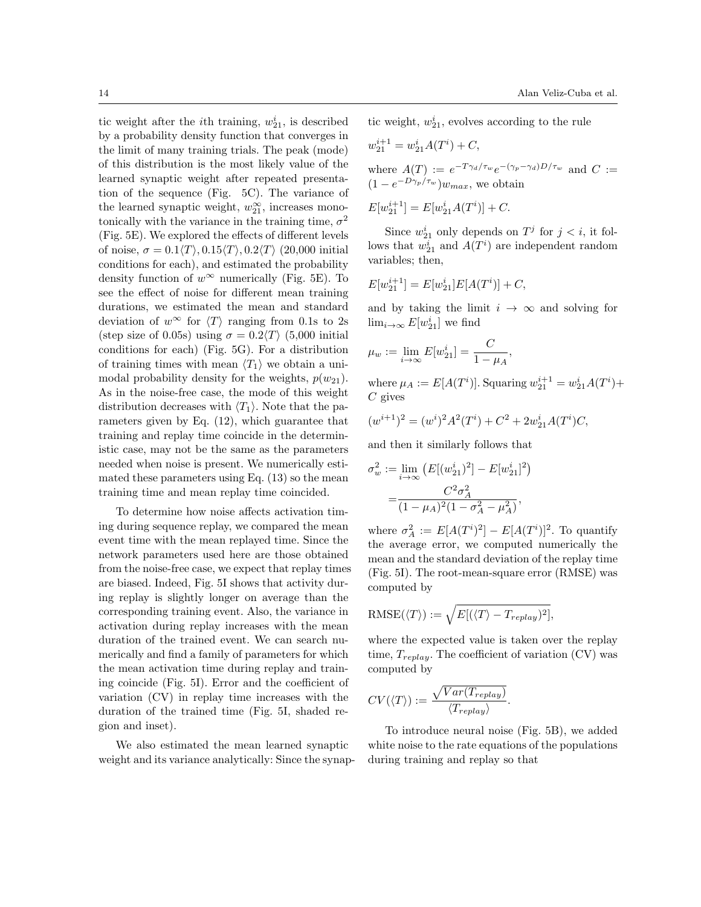tic weight after the $i$th training, $w_{21}^i$, is described by a probability density function that converges in the limit of many training trials. The peak (mode) of this distribution is the most likely value of the learned synaptic weight after repeated presentation of the sequence (Fig. 5C). The variance of the learned synaptic weight, $w_{21}^{\infty}$, increases monotonically with the variance in the training time, $\sigma^2$ (Fig. 5E). We explored the effects of different levels of noise, $\sigma = 0.1\langle T\rangle, 0.15\langle T\rangle, 0.2\langle T\rangle$ (20,000 initial conditions for each), and estimated the probability density function of $w^{\infty}$ numerically (Fig. 5E). To see the effect of noise for different mean training durations, we estimated the mean and standard deviation of $w^{\infty}$ for $\langle T\rangle$ ranging from 0.1s to 2s (step size of 0.05s) using $\sigma = 0.2\langle T\rangle$ (5,000 initial conditions for each) (Fig. 5G). For a distribution of training times with mean $\langle T_1\rangle$ we obtain a unimodal probability density for the weights, $p(w_{21})$. As in the noise-free case, the mode of this weight distribution decreases with $\langle T_1\rangle$. Note that the parameters given by Eq. (12), which guarantee that training and replay time coincide in the deterministic case, may not be the same as the parameters needed when noise is present. We numerically estimated these parameters using Eq. (13) so the mean training time and mean replay time coincided.

To determine how noise affects activation timing during sequence replay, we compared the mean event time with the mean replayed time. Since the network parameters used here are those obtained from the noise-free case, we expect that replay times are biased. Indeed, Fig. 5I shows that activity during replay is slightly longer on average than the corresponding training event. Also, the variance in activation during replay increases with the mean duration of the trained event. We can search numerically and find a family of parameters for which the mean activation time during replay and training coincide (Fig. 5I). Error and the coefficient of variation (CV) in replay time increases with the duration of the trained time (Fig. 5I, shaded region and inset).

We also estimated the mean learned synaptic weight and its variance analytically: Since the synaptic weight, $w_{21}^i$, evolves according to the rule

$$w_{21}^{i+1} = w_{21}^i A(T^i) + C,$$

where $A(T) := e^{-T\gamma_d/\tau_w} e^{-(\gamma_p-\gamma_d)D/\tau_w}$ and $C := (1 - e^{-D\gamma_p/\tau_w})w_{max}$, we obtain

$$E[w_{21}^{i+1}] = E[w_{21}^i A(T^i)] + C.$$

Since $w_{21}^i$ only depends on $T^j$ for $j < i$, it follows that $w_{21}^i$ and $A(T^i)$ are independent random variables; then,

$$E[w_{21}^{i+1}] = E[w_{21}^i]E[A(T^i)] + C,$$

and by taking the limit $i \to \infty$ and solving for $\lim_{i\to\infty} E[w_{21}^i]$ we find

$$\mu_w := \lim_{i\to\infty} E[w_{21}^i] = \frac{C}{1-\mu_A},$$

where $\mu_A := E[A(T^i)]$. Squaring $w_{21}^{i+1} = w_{21}^i A(T^i) + C$ gives

$$(w^{i+1})^2 = (w^i)^2 A^2(T^i) + C^2 + 2w_{21}^i A(T^i)C,$$

and then it similarly follows that

$$\sigma_w^2 := \lim_{i\to\infty} \left(E[(w_{21}^i)^2] - E[w_{21}^i]^2\right) = \frac{C^2\sigma_A^2}{(1-\mu_A)^2(1-\sigma_A^2-\mu_A^2)},$$

where $\sigma_A^2 := E[A(T^i)^2] - E[A(T^i)]^2$. To quantify the average error, we computed numerically the mean and the standard deviation of the replay time (Fig. 5I). The root-mean-square error (RMSE) was computed by

$$\text{RMSE}(\langle T\rangle) := \sqrt{E[(\langle T\rangle - T_{replay})^2]},$$

where the expected value is taken over the replay time, $T_{replay}$. The coefficient of variation (CV) was computed by

$$CV(\langle T\rangle) := \frac{\sqrt{Var(T_{replay})}}{\langle T_{replay}\rangle}.$$

To introduce neural noise (Fig. 5B), we added white noise to the rate equations of the populations during training and replay so that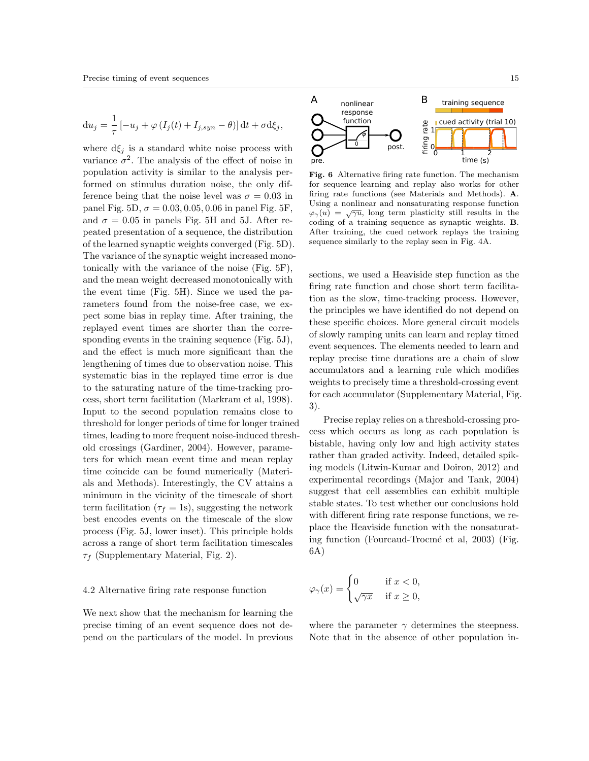$$\mathrm{d}u_j = \frac{1}{\tau}\left[-u_j + \varphi\left(I_j(t) + I_{j,syn} - \theta\right)\right]\mathrm{d}t + \sigma \mathrm{d}\xi_j,$$

where $\mathrm{d}\xi_j$ is a standard white noise process with variance $\sigma^2$. The analysis of the effect of noise in population activity is similar to the analysis performed on stimulus duration noise, the only difference being that the noise level was $\sigma = 0.03$ in panel Fig. 5D, $\sigma = 0.03, 0.05, 0.06$ in panel Fig. 5F, and $\sigma = 0.05$ in panels Fig. 5H and 5J. After repeated presentation of a sequence, the distribution of the learned synaptic weights converged (Fig. 5D). The variance of the synaptic weight increased monotonically with the variance of the noise (Fig. 5F), and the mean weight decreased monotonically with the event time (Fig. 5H). Since we used the parameters found from the noise-free case, we expect some bias in replay time. After training, the replayed event times are shorter than the corresponding events in the training sequence (Fig. 5J), and the effect is much more significant than the lengthening of times due to observation noise. This systematic bias in the replayed time error is due to the saturating nature of the time-tracking process, short term facilitation (Markram et al, 1998). Input to the second population remains close to threshold for longer periods of time for longer trained times, leading to more frequent noise-induced threshold crossings (Gardiner, 2004). However, parameters for which mean event time and mean replay time coincide can be found numerically (Materials and Methods). Interestingly, the CV attains a minimum in the vicinity of the timescale of short term facilitation ($\tau_f = 1$s), suggesting the network best encodes events on the timescale of the slow process (Fig. 5J, lower inset). This principle holds across a range of short term facilitation timescales $\tau_f$ (Supplementary Material, Fig. 2).

## 4.2 Alternative firing rate response function

We next show that the mechanism for learning the precise timing of an event sequence does not depend on the particulars of the model. In previous sections, we used a Heaviside step function as the firing rate function and chose short term facilitation as the slow, time-tracking process. However, the principles we have identified do not depend on these specific choices. More general circuit models of slowly ramping units can learn and replay timed event sequences. The elements needed to learn and replay precise time durations are a chain of slow accumulators and a learning rule which modifies weights to precisely time a threshold-crossing event for each accumulator (Supplementary Material, Fig. 3).

**Fig. 6** Alternative firing rate function. The mechanism for sequence learning and replay also works for other firing rate functions (see Materials and Methods). **A**. Using a nonlinear and nonsaturating response function $\varphi_\gamma(u) = \sqrt{\gamma u}$, long term plasticity still results in the coding of a training sequence as synaptic weights. **B**. After training, the cued network replays the training sequence similarly to the replay seen in Fig. 4A.

Precise replay relies on a threshold-crossing process which occurs as long as each population is bistable, having only low and high activity states rather than graded activity. Indeed, detailed spiking models (Litwin-Kumar and Doiron, 2012) and experimental recordings (Major and Tank, 2004) suggest that cell assemblies can exhibit multiple stable states. To test whether our conclusions hold with different firing rate response functions, we replace the Heaviside function with the nonsaturating function (Fourcaud-Trocmé et al, 2003) (Fig. 6A)

$$\varphi_\gamma(x) = \begin{cases} 0 & \text{if } x < 0, \\ \sqrt{\gamma x} & \text{if } x \geq 0, \end{cases}$$

where the parameter $\gamma$ determines the steepness. Note that in the absence of other population in-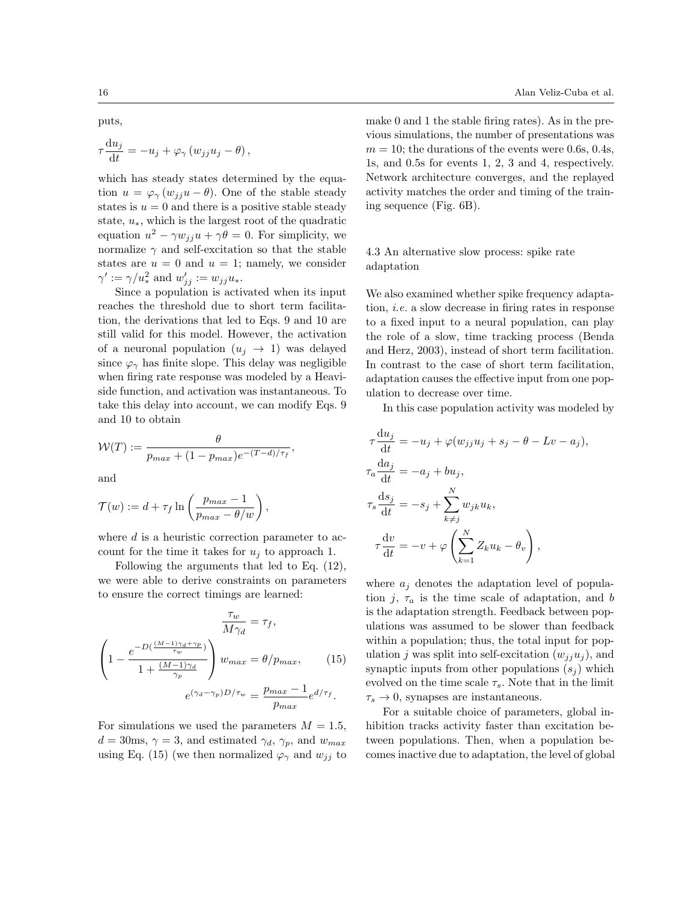puts,

$$\tau \frac{\mathrm{d}u_j}{\mathrm{d}t} = -u_j + \varphi_\gamma \left( w_{jj} u_j - \theta \right),$$

which has steady states determined by the equation $u = \varphi_\gamma (w_{jj} u - \theta)$. One of the stable steady states is $u = 0$ and there is a positive stable steady state, $u_*$, which is the largest root of the quadratic equation $u^2 - \gamma w_{jj} u + \gamma\theta = 0$. For simplicity, we normalize $\gamma$ and self-excitation so that the stable states are $u = 0$ and $u = 1$; namely, we consider $\gamma' := \gamma/u_*^2$ and $w'_{jj} := w_{jj} u_*$.

Since a population is activated when its input reaches the threshold due to short term facilitation, the derivations that led to Eqs. 9 and 10 are still valid for this model. However, the activation of a neuronal population ($u_j \to 1$) was delayed since $\varphi_\gamma$ has finite slope. This delay was negligible when firing rate response was modeled by a Heaviside function, and activation was instantaneous. To take this delay into account, we can modify Eqs. 9 and 10 to obtain

$$\mathcal{W}(T) := \frac{\theta}{p_{max} + (1 - p_{max}) e^{-(T-d)/\tau_f}},$$

and

$$\mathcal{T}(w) := d + \tau_f \ln \left( \frac{p_{max} - 1}{p_{max} - \theta/w} \right),$$

where $d$ is a heuristic correction parameter to account for the time it takes for $u_j$ to approach 1.

Following the arguments that led to Eq. (12), we were able to derive constraints on parameters to ensure the correct timings are learned:

$$\begin{aligned} \frac{\tau_w}{M\gamma_d} &= \tau_f, \\ \left( 1 - \frac{e^{-D(\frac{(M-1)\gamma_d + \gamma_p}{\tau_w})}}{1 + \frac{(M-1)\gamma_d}{\gamma_p}} \right) w_{max} &= \theta/p_{max}, \\ e^{(\gamma_d - \gamma_p)D/\tau_w} &= \frac{p_{max} - 1}{p_{max}} e^{d/\tau_f}. \end{aligned} \tag{15}$$

For simulations we used the parameters $M = 1.5$, $d = 30$ms, $\gamma = 3$, and estimated $\gamma_d$, $\gamma_p$, and $w_{max}$ using Eq. (15) (we then normalized $\varphi_\gamma$ and $w_{jj}$ to make 0 and 1 the stable firing rates). As in the previous simulations, the number of presentations was $m = 10$; the durations of the events were 0.6s, 0.4s, 1s, and 0.5s for events 1, 2, 3 and 4, respectively. Network architecture converges, and the replayed activity matches the order and timing of the training sequence (Fig. 6B).

### 4.3 An alternative slow process: spike rate adaptation

We also examined whether spike frequency adaptation, *i.e.* a slow decrease in firing rates in response to a fixed input to a neural population, can play the role of a slow, time tracking process (Benda and Herz, 2003), instead of short term facilitation. In contrast to the case of short term facilitation, adaptation causes the effective input from one population to decrease over time.

In this case population activity was modeled by

$$\begin{aligned} \tau \frac{\mathrm{d}u_j}{\mathrm{d}t} &= -u_j + \varphi(w_{jj} u_j + s_j - \theta - Lv - a_j), \\ \tau_a \frac{\mathrm{d}a_j}{\mathrm{d}t} &= -a_j + b u_j, \\ \tau_s \frac{\mathrm{d}s_j}{\mathrm{d}t} &= -s_j + \sum_{k \neq j}^{N} w_{jk} u_k, \\ \tau \frac{\mathrm{d}v}{\mathrm{d}t} &= -v + \varphi \left( \sum_{k=1}^{N} Z_k u_k - \theta_v \right), \end{aligned}$$

where $a_j$ denotes the adaptation level of population $j$, $\tau_a$ is the time scale of adaptation, and $b$ is the adaptation strength. Feedback between populations was assumed to be slower than feedback within a population; thus, the total input for population $j$ was split into self-excitation ($w_{jj} u_j$), and synaptic inputs from other populations ($s_j$) which evolved on the time scale $\tau_s$. Note that in the limit $\tau_s \to 0$, synapses are instantaneous.

For a suitable choice of parameters, global inhibition tracks activity faster than excitation between populations. Then, when a population becomes inactive due to adaptation, the level of global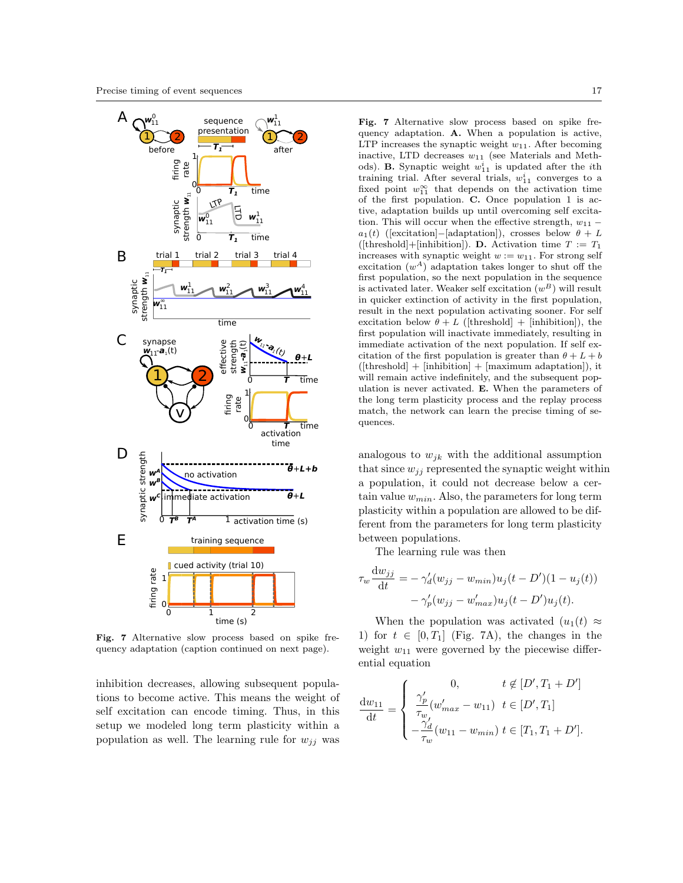**Fig. 7** Alternative slow process based on spike frequency adaptation (caption continued on next page).

inhibition decreases, allowing subsequent populations to become active. This means the weight of self excitation can encode timing. Thus, in this setup we modeled long term plasticity within a population as well. The learning rule for $w_{jj}$ was analogous to $w_{jk}$ with the additional assumption that since $w_{jj}$ represented the synaptic weight within a population, it could not decrease below a certain value $w_{min}$. Also, the parameters for long term plasticity within a population are allowed to be different from the parameters for long term plasticity between populations.

The learning rule was then

$$\tau_w \frac{\mathrm{d}w_{jj}}{\mathrm{d}t} = -\gamma_d'(w_{jj} - w_{min})u_j(t - D')(1 - u_j(t)) - \gamma_p'(w_{jj} - w_{max}')u_j(t - D')u_j(t).$$

When the population was activated ($u_1(t) \approx 1$) for $t \in [0, T_1]$ (Fig. 7A), the changes in the weight $w_{11}$ were governed by the piecewise differential equation

$$\frac{\mathrm{d}w_{11}}{\mathrm{d}t} = \begin{cases} 0, & t \notin [D', T_1 + D'] \\ \frac{\gamma_p'}{\tau_w}(w_{max}' - w_{11}) & t \in [D', T_1] \\ -\frac{\gamma_d'}{\tau_w}(w_{11} - w_{min}) & t \in [T_1, T_1 + D']. \end{cases}$$

**Fig. 7** Alternative slow process based on spike frequency adaptation. **A.** When a population is active, LTP increases the synaptic weight $w_{11}$. After becoming inactive, LTD decreases $w_{11}$ (see Materials and Methods). **B.** Synaptic weight $w_{11}^i$ is updated after the $i$th training trial. After several trials, $w_{11}^i$ converges to a fixed point $w_{11}^\infty$ that depends on the activation time of the first population. **C.** Once population 1 is active, adaptation builds up until overcoming self excitation. This will occur when the effective strength, $w_{11} - a_1(t)$ ([excitation]−[adaptation]), crosses below $\theta + L$ ([threshold]+[inhibition]). **D.** Activation time $T := T_1$ increases with synaptic weight $w := w_{11}$. For strong self excitation ($w^A$) adaptation takes longer to shut off the first population, so the next population in the sequence is activated later. Weaker self excitation ($w^B$) will result in quicker extinction of activity in the first population, result in the next population activating sooner. For self excitation below $\theta + L$ ([threshold] + [inhibition]), the first population will inactivate immediately, resulting in immediate activation of the next population. If self excitation of the first population is greater than $\theta + L + b$ ([threshold] + [inhibition] + [maximum adaptation]), it will remain active indefinitely, and the subsequent population is never activated. **E.** When the parameters of the long term plasticity process and the replay process match, the network can learn the precise timing of sequences.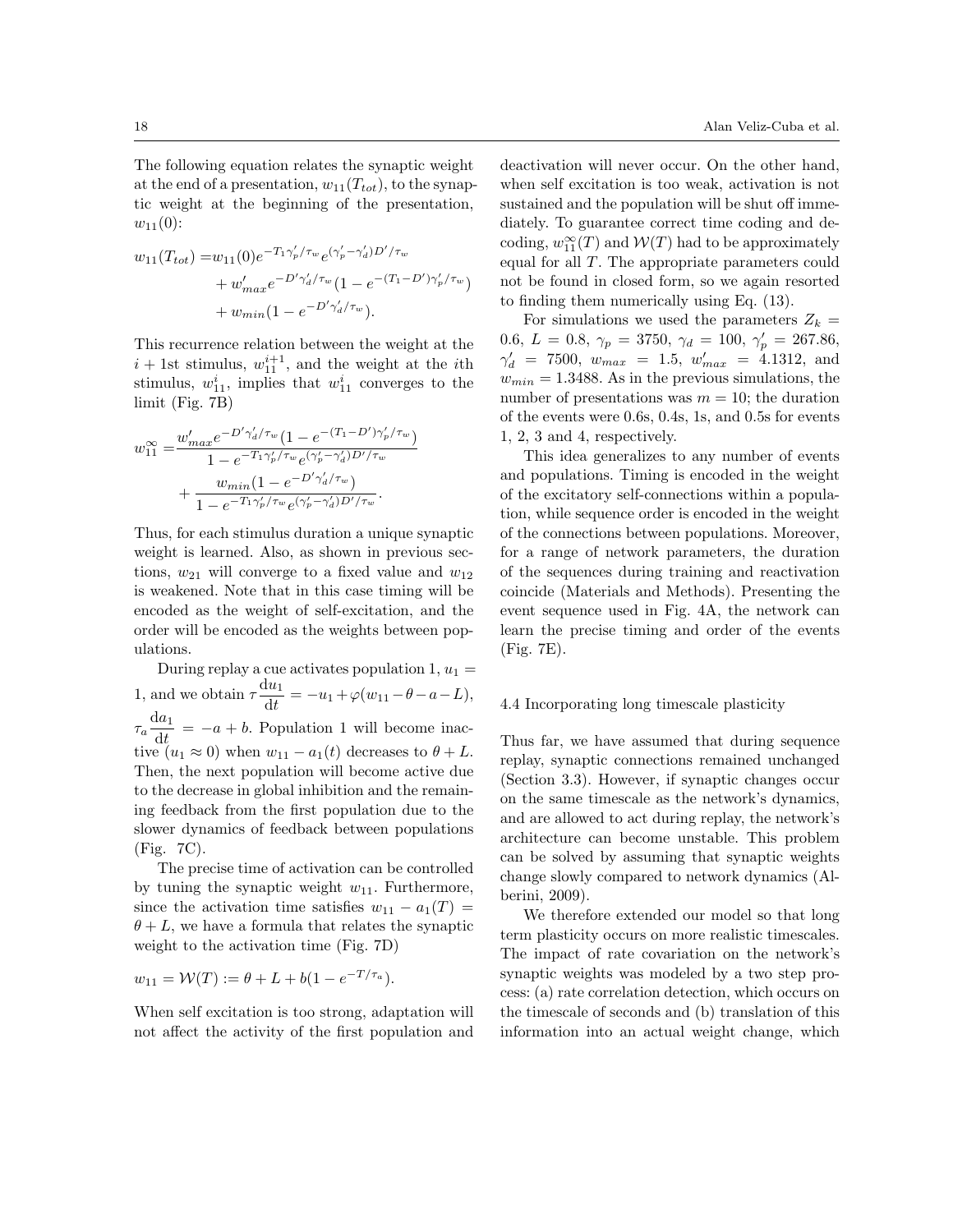The following equation relates the synaptic weight at the end of a presentation, $w_{11}(T_{tot})$, to the synaptic weight at the beginning of the presentation, $w_{11}(0)$:

$$
\begin{aligned}
w_{11}(T_{tot}) =& w_{11}(0)e^{-T_1\gamma_p'/\tau_w}e^{(\gamma_p'-\gamma_d')D'/\tau_w} \\
&+ w_{max}' e^{-D'\gamma_d'/\tau_w}(1 - e^{-(T_1-D')\gamma_p'/\tau_w}) \\
&+ w_{min}(1 - e^{-D'\gamma_d'/\tau_w}).
\end{aligned}
$$

This recurrence relation between the weight at the $i+1$st stimulus, $w_{11}^{i+1}$, and the weight at the $i$th stimulus, $w_{11}^{i}$, implies that $w_{11}^{i}$ converges to the limit (Fig. 7B)

$$
\begin{aligned}
w_{11}^{\infty} =& \frac{w_{max}' e^{-D'\gamma_d'/\tau_w}(1 - e^{-(T_1-D')\gamma_p'/\tau_w})}{1 - e^{-T_1\gamma_p'/\tau_w}e^{(\gamma_p'-\gamma_d')D'/\tau_w}} \\
&+ \frac{w_{min}(1 - e^{-D'\gamma_d'/\tau_w})}{1 - e^{-T_1\gamma_p'/\tau_w}e^{(\gamma_p'-\gamma_d')D'/\tau_w}}.
\end{aligned}
$$

Thus, for each stimulus duration a unique synaptic weight is learned. Also, as shown in previous sections, $w_{21}$ will converge to a fixed value and $w_{12}$ is weakened. Note that in this case timing will be encoded as the weight of self-excitation, and the order will be encoded as the weights between populations.

During replay a cue activates population 1, $u_1 = 1$, and we obtain $\tau \frac{\mathrm{d}u_1}{\mathrm{d}t} = -u_1 + \varphi(w_{11} - \theta - a - L)$, $\tau_a \frac{\mathrm{d}a_1}{\mathrm{d}t} = -a + b$. Population 1 will become inactive ($u_1 \approx 0$) when $w_{11} - a_1(t)$ decreases to $\theta + L$. Then, the next population will become active due to the decrease in global inhibition and the remaining feedback from the first population due to the slower dynamics of feedback between populations (Fig. 7C).

The precise time of activation can be controlled by tuning the synaptic weight $w_{11}$. Furthermore, since the activation time satisfies $w_{11} - a_1(T) = \theta + L$, we have a formula that relates the synaptic weight to the activation time (Fig. 7D)

$$
w_{11} = \mathcal{W}(T) := \theta + L + b(1 - e^{-T/\tau_a}).
$$

When self excitation is too strong, adaptation will not affect the activity of the first population and deactivation will never occur. On the other hand, when self excitation is too weak, activation is not sustained and the population will be shut off immediately. To guarantee correct time coding and decoding, $w_{11}^{\infty}(T)$ and $\mathcal{W}(T)$ had to be approximately equal for all $T$. The appropriate parameters could not be found in closed form, so we again resorted to finding them numerically using Eq. (13).

For simulations we used the parameters $Z_k = 0.6$, $L = 0.8$, $\gamma_p = 3750$, $\gamma_d = 100$, $\gamma_p' = 267.86$, $\gamma_d' = 7500$, $w_{max} = 1.5$, $w_{max}' = 4.1312$, and $w_{min} = 1.3488$. As in the previous simulations, the number of presentations was $m = 10$; the duration of the events were 0.6s, 0.4s, 1s, and 0.5s for events 1, 2, 3 and 4, respectively.

This idea generalizes to any number of events and populations. Timing is encoded in the weight of the excitatory self-connections within a population, while sequence order is encoded in the weight of the connections between populations. Moreover, for a range of network parameters, the duration of the sequences during training and reactivation coincide (Materials and Methods). Presenting the event sequence used in Fig. 4A, the network can learn the precise timing and order of the events (Fig. 7E).

### 4.4 Incorporating long timescale plasticity

Thus far, we have assumed that during sequence replay, synaptic connections remained unchanged (Section 3.3). However, if synaptic changes occur on the same timescale as the network's dynamics, and are allowed to act during replay, the network's architecture can become unstable. This problem can be solved by assuming that synaptic weights change slowly compared to network dynamics (Alberini, 2009).

We therefore extended our model so that long term plasticity occurs on more realistic timescales. The impact of rate covariation on the network's synaptic weights was modeled by a two step process: (a) rate correlation detection, which occurs on the timescale of seconds and (b) translation of this information into an actual weight change, which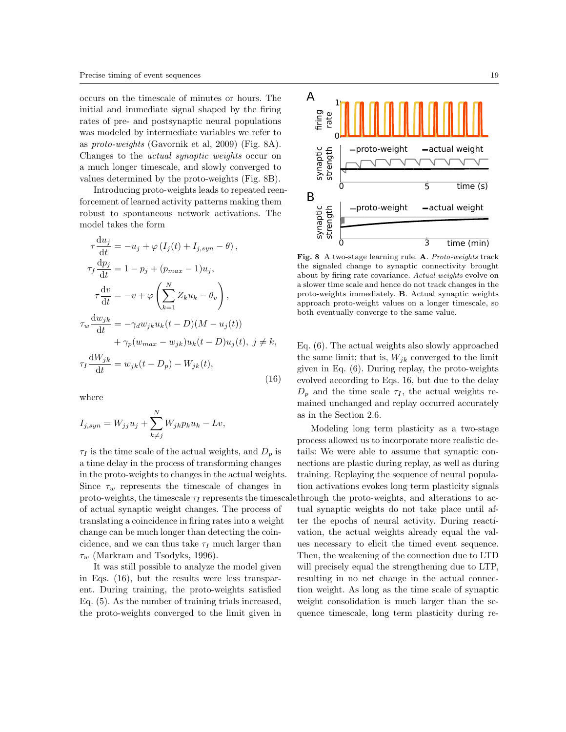occurs on the timescale of minutes or hours. The initial and immediate signal shaped by the firing rates of pre- and postsynaptic neural populations was modeled by intermediate variables we refer to as *proto-weights* (Gavornik et al, 2009) (Fig. 8A). Changes to the *actual synaptic weights* occur on a much longer timescale, and slowly converged to values determined by the proto-weights (Fig. 8B).

Introducing proto-weights leads to repeated reenforcement of learned activity patterns making them robust to spontaneous network activations. The model takes the form

$$
\begin{aligned}
\tau \frac{\mathrm{d}u_j}{\mathrm{d}t} &= -u_j + \varphi\left(I_j(t) + I_{j,syn} - \theta\right), \\
\tau_f \frac{\mathrm{d}p_j}{\mathrm{d}t} &= 1 - p_j + (p_{max} - 1)u_j, \\
\tau \frac{\mathrm{d}v}{\mathrm{d}t} &= -v + \varphi\left(\sum_{k=1}^{N} Z_k u_k - \theta_v\right), \\
\tau_w \frac{\mathrm{d}w_{jk}}{\mathrm{d}t} &= -\gamma_d w_{jk} u_k(t-D)(M - u_j(t)) \\
&\quad + \gamma_p (w_{max} - w_{jk}) u_k(t-D) u_j(t), \; j \neq k, \\
\tau_I \frac{\mathrm{d}W_{jk}}{\mathrm{d}t} &= w_{jk}(t - D_p) - W_{jk}(t),
\end{aligned}
\tag{16}
$$

where

$$
I_{j,syn} = W_{jj} u_j + \sum_{k \neq j}^{N} W_{jk} p_k u_k - Lv,
$$

$\tau_I$ is the time scale of the actual weights, and $D_p$ is a time delay in the process of transforming changes in the proto-weights to changes in the actual weights. Since $\tau_w$ represents the timescale of changes in proto-weights, the timescale $\tau_I$ represents the timescale of actual synaptic weight changes. The process of translating a coincidence in firing rates into a weight change can be much longer than detecting the coincidence, and we can thus take $\tau_I$ much larger than $\tau_w$ (Markram and Tsodyks, 1996).

It was still possible to analyze the model given in Eqs. (16), but the results were less transparent. During training, the proto-weights satisfied Eq. (5). As the number of training trials increased, the proto-weights converged to the limit given in Eq. (6). The actual weights also slowly approached the same limit; that is, $W_{jk}$ converged to the limit given in Eq. (6). During replay, the proto-weights evolved according to Eqs. 16, but due to the delay $D_p$ and the time scale $\tau_I$, the actual weights remained unchanged and replay occurred accurately as in the Section 2.6.

Modeling long term plasticity as a two-stage process allowed us to incorporate more realistic details: We were able to assume that synaptic connections are plastic during replay, as well as during training. Replaying the sequence of neural population activations evokes long term plasticity signals through the proto-weights, and alterations to actual synaptic weights do not take place until after the epochs of neural activity. During reactivation, the actual weights already equal the values necessary to elicit the timed event sequence. Then, the weakening of the connection due to LTD will precisely equal the strengthening due to LTP, resulting in no net change in the actual connection weight. As long as the time scale of synaptic weight consolidation is much larger than the sequence timescale, long term plasticity during re-

**Fig. 8** A two-stage learning rule. **A**. *Proto-weights* track the signaled change to synaptic connectivity brought about by firing rate covariance. *Actual weights* evolve on a slower time scale and hence do not track changes in the proto-weights immediately. **B**. Actual synaptic weights approach proto-weight values on a longer timescale, so both eventually converge to the same value.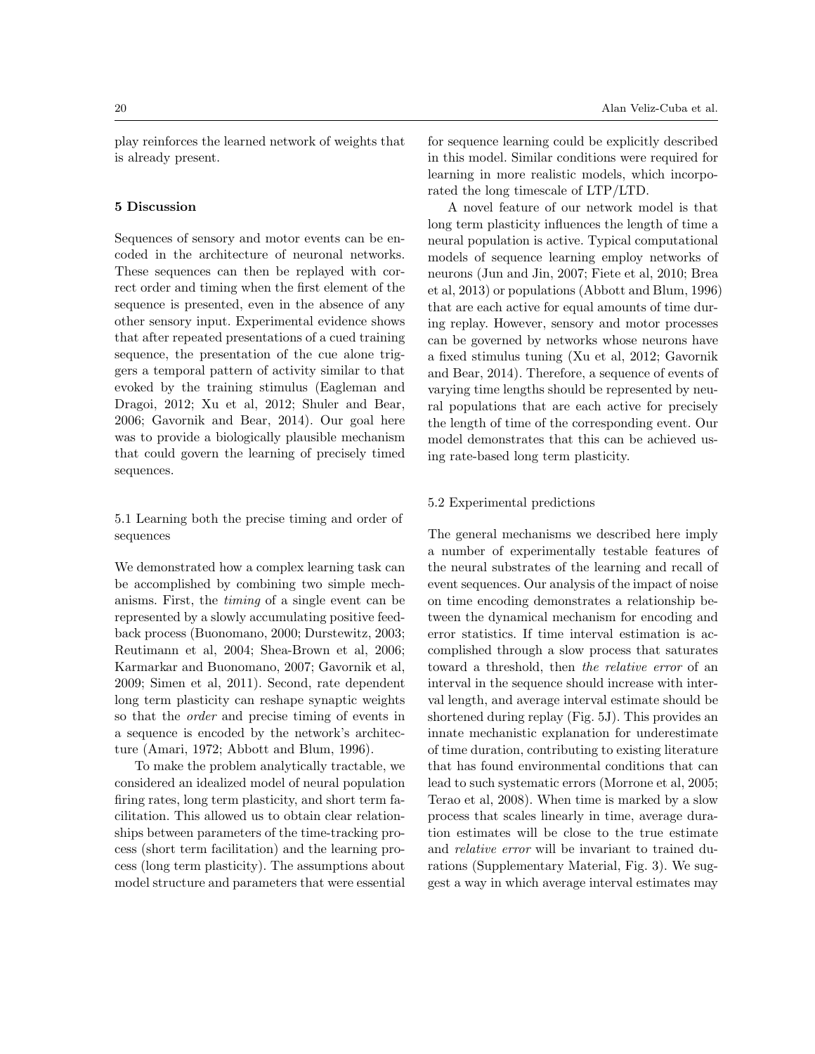play reinforces the learned network of weights that is already present.

## 5 Discussion

Sequences of sensory and motor events can be encoded in the architecture of neuronal networks. These sequences can then be replayed with correct order and timing when the first element of the sequence is presented, even in the absence of any other sensory input. Experimental evidence shows that after repeated presentations of a cued training sequence, the presentation of the cue alone triggers a temporal pattern of activity similar to that evoked by the training stimulus (Eagleman and Dragoi, 2012; Xu et al, 2012; Shuler and Bear, 2006; Gavornik and Bear, 2014). Our goal here was to provide a biologically plausible mechanism that could govern the learning of precisely timed sequences.

### 5.1 Learning both the precise timing and order of sequences

We demonstrated how a complex learning task can be accomplished by combining two simple mechanisms. First, the *timing* of a single event can be represented by a slowly accumulating positive feedback process (Buonomano, 2000; Durstewitz, 2003; Reutimann et al, 2004; Shea-Brown et al, 2006; Karmarkar and Buonomano, 2007; Gavornik et al, 2009; Simen et al, 2011). Second, rate dependent long term plasticity can reshape synaptic weights so that the *order* and precise timing of events in a sequence is encoded by the network's architecture (Amari, 1972; Abbott and Blum, 1996).

To make the problem analytically tractable, we considered an idealized model of neural population firing rates, long term plasticity, and short term facilitation. This allowed us to obtain clear relationships between parameters of the time-tracking process (short term facilitation) and the learning process (long term plasticity). The assumptions about model structure and parameters that were essential for sequence learning could be explicitly described in this model. Similar conditions were required for learning in more realistic models, which incorporated the long timescale of LTP/LTD.

A novel feature of our network model is that long term plasticity influences the length of time a neural population is active. Typical computational models of sequence learning employ networks of neurons (Jun and Jin, 2007; Fiete et al, 2010; Brea et al, 2013) or populations (Abbott and Blum, 1996) that are each active for equal amounts of time during replay. However, sensory and motor processes can be governed by networks whose neurons have a fixed stimulus tuning (Xu et al, 2012; Gavornik and Bear, 2014). Therefore, a sequence of events of varying time lengths should be represented by neural populations that are each active for precisely the length of time of the corresponding event. Our model demonstrates that this can be achieved using rate-based long term plasticity.

### 5.2 Experimental predictions

The general mechanisms we described here imply a number of experimentally testable features of the neural substrates of the learning and recall of event sequences. Our analysis of the impact of noise on time encoding demonstrates a relationship between the dynamical mechanism for encoding and error statistics. If time interval estimation is accomplished through a slow process that saturates toward a threshold, then *the relative error* of an interval in the sequence should increase with interval length, and average interval estimate should be shortened during replay (Fig. 5J). This provides an innate mechanistic explanation for underestimate of time duration, contributing to existing literature that has found environmental conditions that can lead to such systematic errors (Morrone et al, 2005; Terao et al, 2008). When time is marked by a slow process that scales linearly in time, average duration estimates will be close to the true estimate and *relative error* will be invariant to trained durations (Supplementary Material, Fig. 3). We suggest a way in which average interval estimates may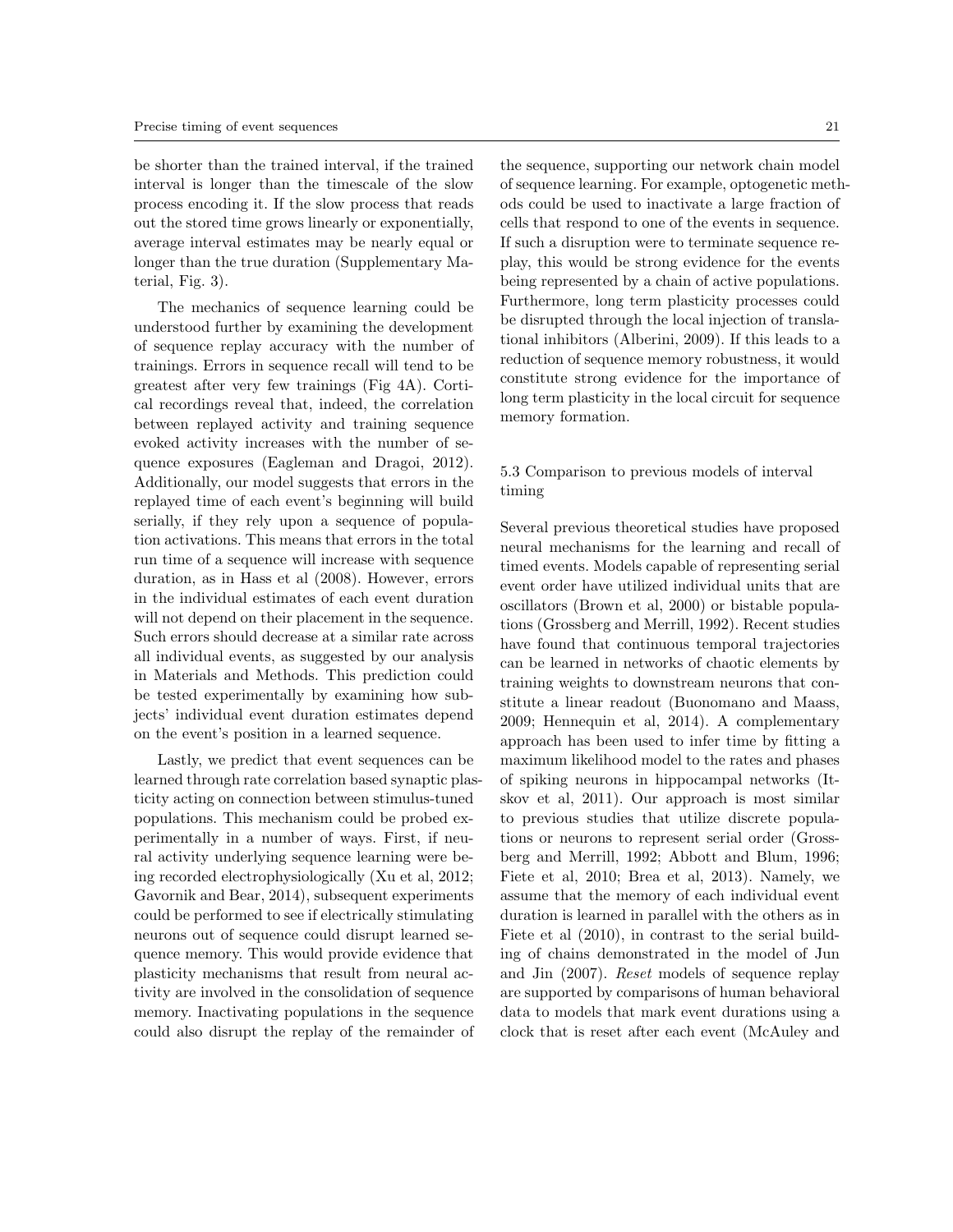be shorter than the trained interval, if the trained interval is longer than the timescale of the slow process encoding it. If the slow process that reads out the stored time grows linearly or exponentially, average interval estimates may be nearly equal or longer than the true duration (Supplementary Material, Fig. 3).

The mechanics of sequence learning could be understood further by examining the development of sequence replay accuracy with the number of trainings. Errors in sequence recall will tend to be greatest after very few trainings (Fig 4A). Cortical recordings reveal that, indeed, the correlation between replayed activity and training sequence evoked activity increases with the number of sequence exposures (Eagleman and Dragoi, 2012). Additionally, our model suggests that errors in the replayed time of each event's beginning will build serially, if they rely upon a sequence of population activations. This means that errors in the total run time of a sequence will increase with sequence duration, as in Hass et al (2008). However, errors in the individual estimates of each event duration will not depend on their placement in the sequence. Such errors should decrease at a similar rate across all individual events, as suggested by our analysis in Materials and Methods. This prediction could be tested experimentally by examining how subjects' individual event duration estimates depend on the event's position in a learned sequence.

Lastly, we predict that event sequences can be learned through rate correlation based synaptic plasticity acting on connection between stimulus-tuned populations. This mechanism could be probed experimentally in a number of ways. First, if neural activity underlying sequence learning were being recorded electrophysiologically (Xu et al, 2012; Gavornik and Bear, 2014), subsequent experiments could be performed to see if electrically stimulating neurons out of sequence could disrupt learned sequence memory. This would provide evidence that plasticity mechanisms that result from neural activity are involved in the consolidation of sequence memory. Inactivating populations in the sequence could also disrupt the replay of the remainder of the sequence, supporting our network chain model of sequence learning. For example, optogenetic methods could be used to inactivate a large fraction of cells that respond to one of the events in sequence. If such a disruption were to terminate sequence replay, this would be strong evidence for the events being represented by a chain of active populations. Furthermore, long term plasticity processes could be disrupted through the local injection of translational inhibitors (Alberini, 2009). If this leads to a reduction of sequence memory robustness, it would constitute strong evidence for the importance of long term plasticity in the local circuit for sequence memory formation.

## 5.3 Comparison to previous models of interval timing

Several previous theoretical studies have proposed neural mechanisms for the learning and recall of timed events. Models capable of representing serial event order have utilized individual units that are oscillators (Brown et al, 2000) or bistable populations (Grossberg and Merrill, 1992). Recent studies have found that continuous temporal trajectories can be learned in networks of chaotic elements by training weights to downstream neurons that constitute a linear readout (Buonomano and Maass, 2009; Hennequin et al, 2014). A complementary approach has been used to infer time by fitting a maximum likelihood model to the rates and phases of spiking neurons in hippocampal networks (Itskov et al, 2011). Our approach is most similar to previous studies that utilize discrete populations or neurons to represent serial order (Grossberg and Merrill, 1992; Abbott and Blum, 1996; Fiete et al, 2010; Brea et al, 2013). Namely, we assume that the memory of each individual event duration is learned in parallel with the others as in Fiete et al (2010), in contrast to the serial building of chains demonstrated in the model of Jun and Jin (2007). *Reset* models of sequence replay are supported by comparisons of human behavioral data to models that mark event durations using a clock that is reset after each event (McAuley and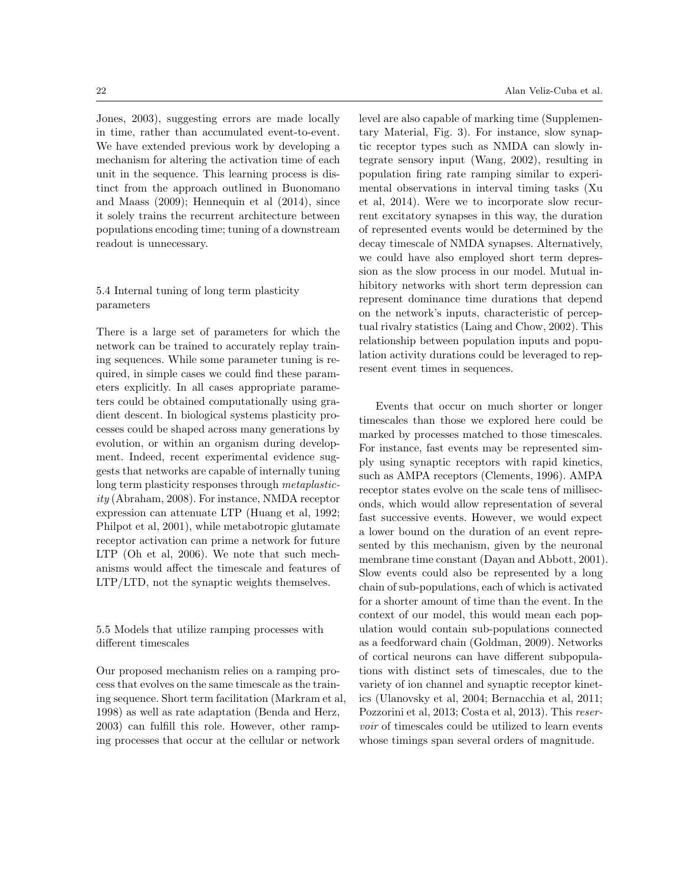Jones, 2003), suggesting errors are made locally in time, rather than accumulated event-to-event. We have extended previous work by developing a mechanism for altering the activation time of each unit in the sequence. This learning process is distinct from the approach outlined in Buonomano and Maass (2009); Hennequin et al (2014), since it solely trains the recurrent architecture between populations encoding time; tuning of a downstream readout is unnecessary.

### 5.4 Internal tuning of long term plasticity parameters

There is a large set of parameters for which the network can be trained to accurately replay training sequences. While some parameter tuning is required, in simple cases we could find these parameters explicitly. In all cases appropriate parameters could be obtained computationally using gradient descent. In biological systems plasticity processes could be shaped across many generations by evolution, or within an organism during development. Indeed, recent experimental evidence suggests that networks are capable of internally tuning long term plasticity responses through *metaplasticity* (Abraham, 2008). For instance, NMDA receptor expression can attenuate LTP (Huang et al, 1992; Philpot et al, 2001), while metabotropic glutamate receptor activation can prime a network for future LTP (Oh et al, 2006). We note that such mechanisms would affect the timescale and features of LTP/LTD, not the synaptic weights themselves.

### 5.5 Models that utilize ramping processes with different timescales

Our proposed mechanism relies on a ramping process that evolves on the same timescale as the training sequence. Short term facilitation (Markram et al, 1998) as well as rate adaptation (Benda and Herz, 2003) can fulfill this role. However, other ramping processes that occur at the cellular or network level are also capable of marking time (Supplementary Material, Fig. 3). For instance, slow synaptic receptor types such as NMDA can slowly integrate sensory input (Wang, 2002), resulting in population firing rate ramping similar to experimental observations in interval timing tasks (Xu et al, 2014). Were we to incorporate slow recurrent excitatory synapses in this way, the duration of represented events would be determined by the decay timescale of NMDA synapses. Alternatively, we could have also employed short term depression as the slow process in our model. Mutual inhibitory networks with short term depression can represent dominance time durations that depend on the network's inputs, characteristic of perceptual rivalry statistics (Laing and Chow, 2002). This relationship between population inputs and population activity durations could be leveraged to represent event times in sequences.

Events that occur on much shorter or longer timescales than those we explored here could be marked by processes matched to those timescales. For instance, fast events may be represented simply using synaptic receptors with rapid kinetics, such as AMPA receptors (Clements, 1996). AMPA receptor states evolve on the scale tens of milliseconds, which would allow representation of several fast successive events. However, we would expect a lower bound on the duration of an event represented by this mechanism, given by the neuronal membrane time constant (Dayan and Abbott, 2001). Slow events could also be represented by a long chain of sub-populations, each of which is activated for a shorter amount of time than the event. In the context of our model, this would mean each population would contain sub-populations connected as a feedforward chain (Goldman, 2009). Networks of cortical neurons can have different subpopulations with distinct sets of timescales, due to the variety of ion channel and synaptic receptor kinetics (Ulanovsky et al, 2004; Bernacchia et al, 2011; Pozzorini et al, 2013; Costa et al, 2013). This *reservoir* of timescales could be utilized to learn events whose timings span several orders of magnitude.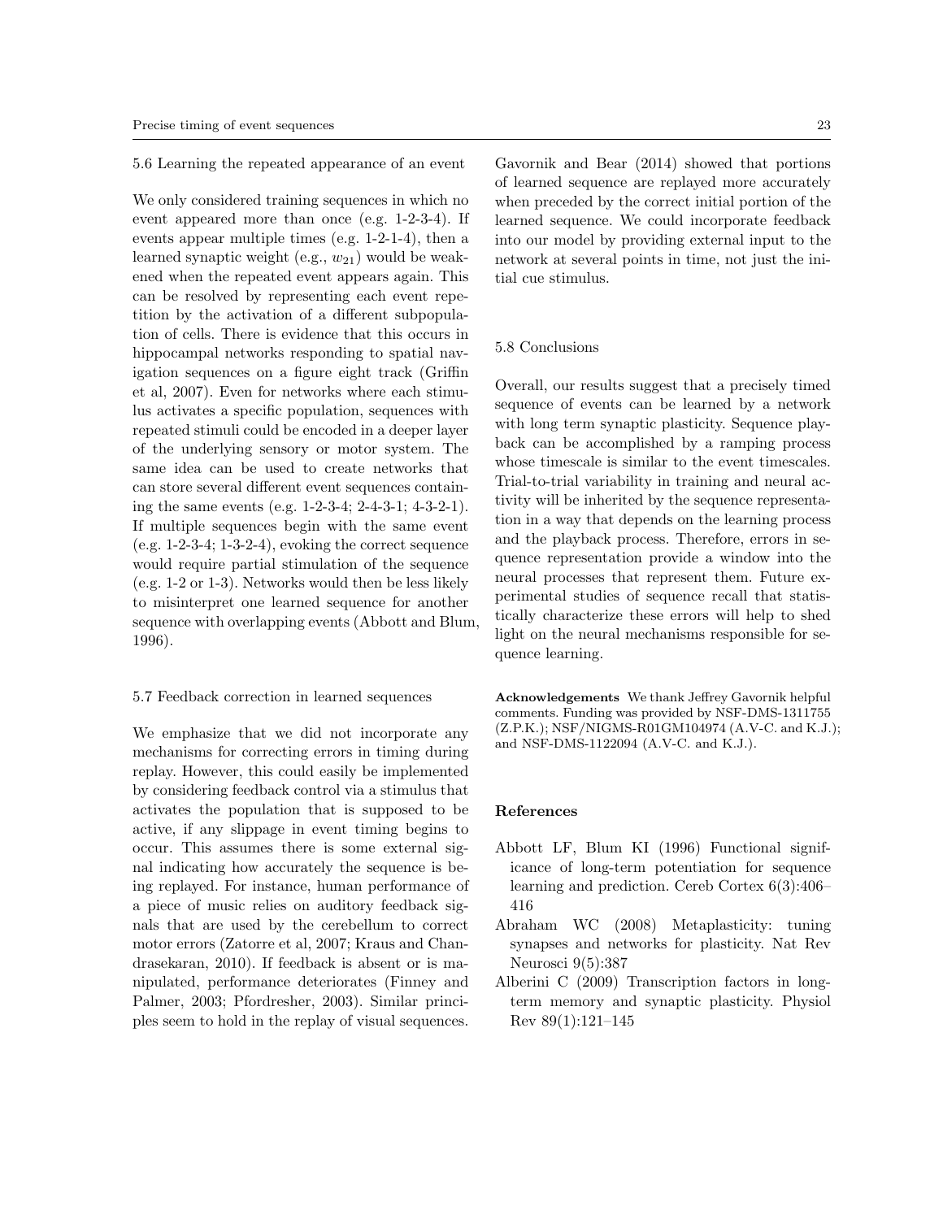### 5.6 Learning the repeated appearance of an event

We only considered training sequences in which no event appeared more than once (e.g. 1-2-3-4). If events appear multiple times (e.g. 1-2-1-4), then a learned synaptic weight (e.g., $w_{21}$) would be weakened when the repeated event appears again. This can be resolved by representing each event repetition by the activation of a different subpopulation of cells. There is evidence that this occurs in hippocampal networks responding to spatial navigation sequences on a figure eight track (Griffin et al, 2007). Even for networks where each stimulus activates a specific population, sequences with repeated stimuli could be encoded in a deeper layer of the underlying sensory or motor system. The same idea can be used to create networks that can store several different event sequences containing the same events (e.g. 1-2-3-4; 2-4-3-1; 4-3-2-1). If multiple sequences begin with the same event (e.g. 1-2-3-4; 1-3-2-4), evoking the correct sequence would require partial stimulation of the sequence (e.g. 1-2 or 1-3). Networks would then be less likely to misinterpret one learned sequence for another sequence with overlapping events (Abbott and Blum, 1996).

### 5.7 Feedback correction in learned sequences

We emphasize that we did not incorporate any mechanisms for correcting errors in timing during replay. However, this could easily be implemented by considering feedback control via a stimulus that activates the population that is supposed to be active, if any slippage in event timing begins to occur. This assumes there is some external signal indicating how accurately the sequence is being replayed. For instance, human performance of a piece of music relies on auditory feedback signals that are used by the cerebellum to correct motor errors (Zatorre et al, 2007; Kraus and Chandrasekaran, 2010). If feedback is absent or is manipulated, performance deteriorates (Finney and Palmer, 2003; Pfordresher, 2003). Similar principles seem to hold in the replay of visual sequences. Gavornik and Bear (2014) showed that portions of learned sequence are replayed more accurately when preceded by the correct initial portion of the learned sequence. We could incorporate feedback into our model by providing external input to the network at several points in time, not just the initial cue stimulus.

### 5.8 Conclusions

Overall, our results suggest that a precisely timed sequence of events can be learned by a network with long term synaptic plasticity. Sequence playback can be accomplished by a ramping process whose timescale is similar to the event timescales. Trial-to-trial variability in training and neural activity will be inherited by the sequence representation in a way that depends on the learning process and the playback process. Therefore, errors in sequence representation provide a window into the neural processes that represent them. Future experimental studies of sequence recall that statistically characterize these errors will help to shed light on the neural mechanisms responsible for sequence learning.

**Acknowledgements** We thank Jeffrey Gavornik helpful comments. Funding was provided by NSF-DMS-1311755 (Z.P.K.); NSF/NIGMS-R01GM104974 (A.V-C. and K.J.); and NSF-DMS-1122094 (A.V-C. and K.J.).

## References

- Abbott LF, Blum KI (1996) Functional significance of long-term potentiation for sequence learning and prediction. Cereb Cortex 6(3):406–416
- Abraham WC (2008) Metaplasticity: tuning synapses and networks for plasticity. Nat Rev Neurosci 9(5):387
- Alberini C (2009) Transcription factors in long-term memory and synaptic plasticity. Physiol Rev 89(1):121–145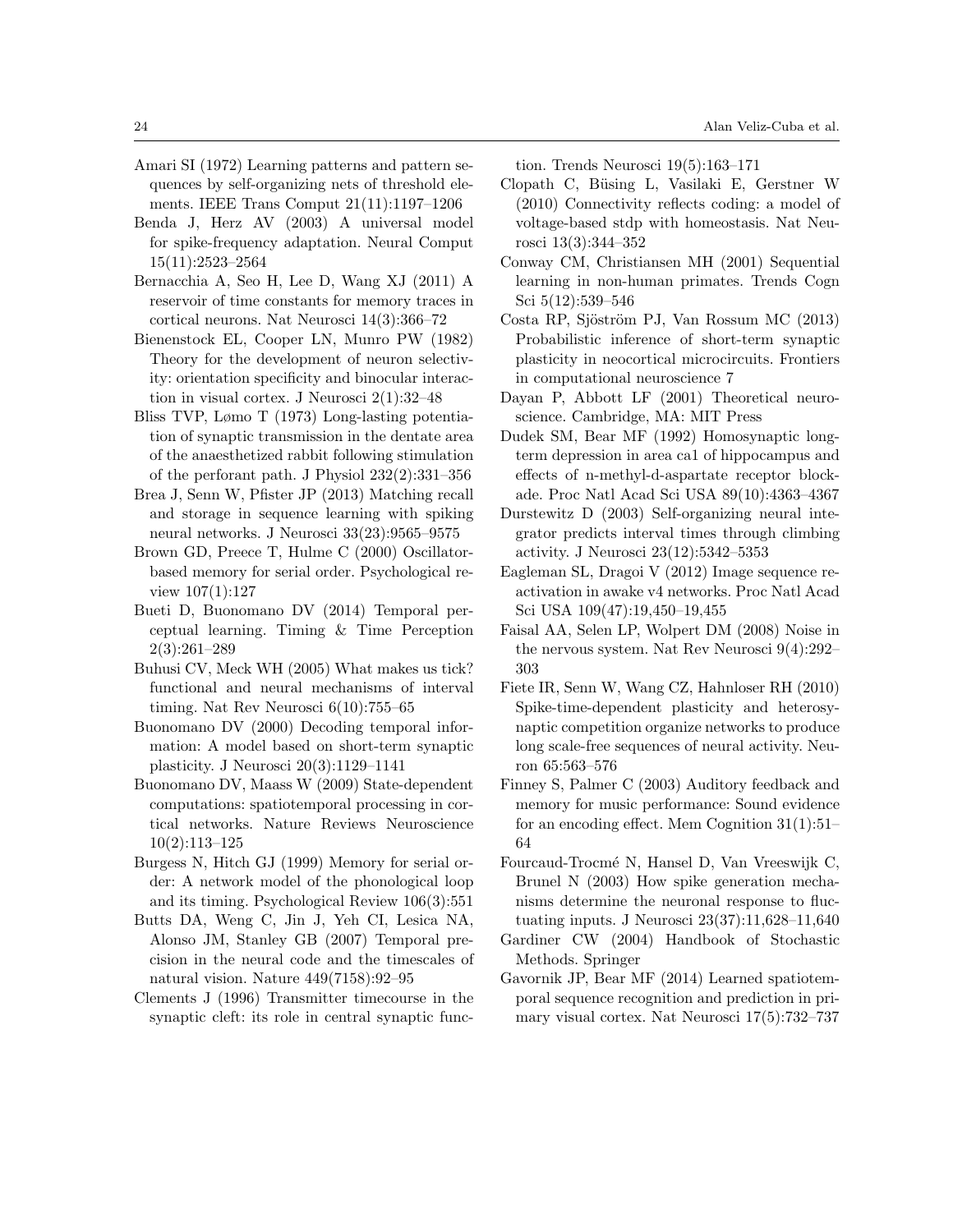Amari SI (1972) Learning patterns and pattern sequences by self-organizing nets of threshold elements. IEEE Trans Comput 21(11):1197–1206

Benda J, Herz AV (2003) A universal model for spike-frequency adaptation. Neural Comput 15(11):2523–2564

Bernacchia A, Seo H, Lee D, Wang XJ (2011) A reservoir of time constants for memory traces in cortical neurons. Nat Neurosci 14(3):366–72

Bienenstock EL, Cooper LN, Munro PW (1982) Theory for the development of neuron selectivity: orientation specificity and binocular interaction in visual cortex. J Neurosci 2(1):32–48

Bliss TVP, Lømo T (1973) Long-lasting potentiation of synaptic transmission in the dentate area of the anaesthetized rabbit following stimulation of the perforant path. J Physiol 232(2):331–356

Brea J, Senn W, Pfister JP (2013) Matching recall and storage in sequence learning with spiking neural networks. J Neurosci 33(23):9565–9575

Brown GD, Preece T, Hulme C (2000) Oscillator-based memory for serial order. Psychological review 107(1):127

Bueti D, Buonomano DV (2014) Temporal perceptual learning. Timing & Time Perception 2(3):261–289

Buhusi CV, Meck WH (2005) What makes us tick? functional and neural mechanisms of interval timing. Nat Rev Neurosci 6(10):755–65

Buonomano DV (2000) Decoding temporal information: A model based on short-term synaptic plasticity. J Neurosci 20(3):1129–1141

Buonomano DV, Maass W (2009) State-dependent computations: spatiotemporal processing in cortical networks. Nature Reviews Neuroscience 10(2):113–125

Burgess N, Hitch GJ (1999) Memory for serial order: A network model of the phonological loop and its timing. Psychological Review 106(3):551

Butts DA, Weng C, Jin J, Yeh CI, Lesica NA, Alonso JM, Stanley GB (2007) Temporal precision in the neural code and the timescales of natural vision. Nature 449(7158):92–95

Clements J (1996) Transmitter timecourse in the synaptic cleft: its role in central synaptic function. Trends Neurosci 19(5):163–171

Clopath C, Büsing L, Vasilaki E, Gerstner W (2010) Connectivity reflects coding: a model of voltage-based stdp with homeostasis. Nat Neurosci 13(3):344–352

Conway CM, Christiansen MH (2001) Sequential learning in non-human primates. Trends Cogn Sci 5(12):539–546

Costa RP, Sjöström PJ, Van Rossum MC (2013) Probabilistic inference of short-term synaptic plasticity in neocortical microcircuits. Frontiers in computational neuroscience 7

Dayan P, Abbott LF (2001) Theoretical neuroscience. Cambridge, MA: MIT Press

Dudek SM, Bear MF (1992) Homosynaptic long-term depression in area ca1 of hippocampus and effects of n-methyl-d-aspartate receptor blockade. Proc Natl Acad Sci USA 89(10):4363–4367

Durstewitz D (2003) Self-organizing neural integrator predicts interval times through climbing activity. J Neurosci 23(12):5342–5353

Eagleman SL, Dragoi V (2012) Image sequence reactivation in awake v4 networks. Proc Natl Acad Sci USA 109(47):19,450–19,455

Faisal AA, Selen LP, Wolpert DM (2008) Noise in the nervous system. Nat Rev Neurosci 9(4):292–303

Fiete IR, Senn W, Wang CZ, Hahnloser RH (2010) Spike-time-dependent plasticity and heterosynaptic competition organize networks to produce long scale-free sequences of neural activity. Neuron 65:563–576

Finney S, Palmer C (2003) Auditory feedback and memory for music performance: Sound evidence for an encoding effect. Mem Cognition 31(1):51–64

Fourcaud-Trocmé N, Hansel D, Van Vreeswijk C, Brunel N (2003) How spike generation mechanisms determine the neuronal response to fluctuating inputs. J Neurosci 23(37):11,628–11,640

Gardiner CW (2004) Handbook of Stochastic Methods. Springer

Gavornik JP, Bear MF (2014) Learned spatiotemporal sequence recognition and prediction in primary visual cortex. Nat Neurosci 17(5):732–737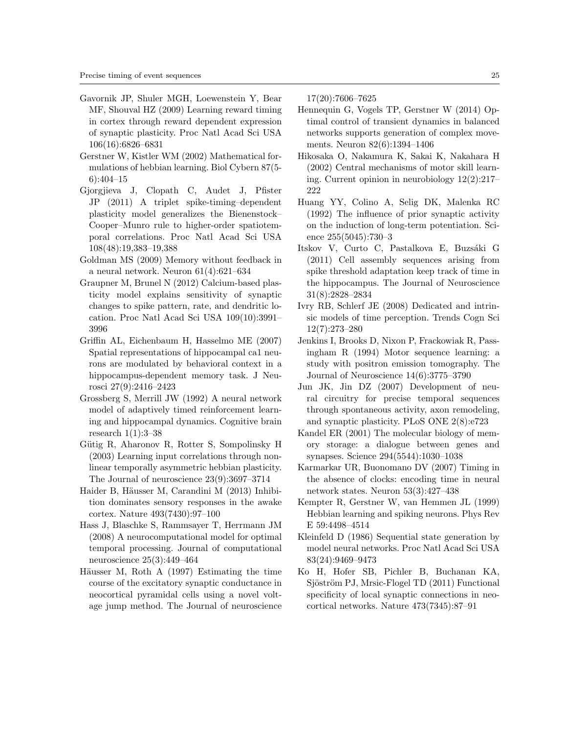Gavornik JP, Shuler MGH, Loewenstein Y, Bear MF, Shouval HZ (2009) Learning reward timing in cortex through reward dependent expression of synaptic plasticity. Proc Natl Acad Sci USA 106(16):6826–6831

Gerstner W, Kistler WM (2002) Mathematical formulations of hebbian learning. Biol Cybern 87(5-6):404–15

Gjorgjieva J, Clopath C, Audet J, Pfister JP (2011) A triplet spike-timing–dependent plasticity model generalizes the Bienenstock–Cooper–Munro rule to higher-order spatiotemporal correlations. Proc Natl Acad Sci USA 108(48):19,383–19,388

Goldman MS (2009) Memory without feedback in a neural network. Neuron 61(4):621–634

Graupner M, Brunel N (2012) Calcium-based plasticity model explains sensitivity of synaptic changes to spike pattern, rate, and dendritic location. Proc Natl Acad Sci USA 109(10):3991–3996

Griffin AL, Eichenbaum H, Hasselmo ME (2007) Spatial representations of hippocampal ca1 neurons are modulated by behavioral context in a hippocampus-dependent memory task. J Neurosci 27(9):2416–2423

Grossberg S, Merrill JW (1992) A neural network model of adaptively timed reinforcement learning and hippocampal dynamics. Cognitive brain research 1(1):3–38

Gütig R, Aharonov R, Rotter S, Sompolinsky H (2003) Learning input correlations through nonlinear temporally asymmetric hebbian plasticity. The Journal of neuroscience 23(9):3697–3714

Haider B, Häusser M, Carandini M (2013) Inhibition dominates sensory responses in the awake cortex. Nature 493(7430):97–100

Hass J, Blaschke S, Rammsayer T, Herrmann JM (2008) A neurocomputational model for optimal temporal processing. Journal of computational neuroscience 25(3):449–464

Häusser M, Roth A (1997) Estimating the time course of the excitatory synaptic conductance in neocortical pyramidal cells using a novel voltage jump method. The Journal of neuroscience 17(20):7606–7625

Hennequin G, Vogels TP, Gerstner W (2014) Optimal control of transient dynamics in balanced networks supports generation of complex movements. Neuron 82(6):1394–1406

Hikosaka O, Nakamura K, Sakai K, Nakahara H (2002) Central mechanisms of motor skill learning. Current opinion in neurobiology 12(2):217–222

Huang YY, Colino A, Selig DK, Malenka RC (1992) The influence of prior synaptic activity on the induction of long-term potentiation. Science 255(5045):730–3

Itskov V, Curto C, Pastalkova E, Buzsáki G (2011) Cell assembly sequences arising from spike threshold adaptation keep track of time in the hippocampus. The Journal of Neuroscience 31(8):2828–2834

Ivry RB, Schlerf JE (2008) Dedicated and intrinsic models of time perception. Trends Cogn Sci 12(7):273–280

Jenkins I, Brooks D, Nixon P, Frackowiak R, Passingham R (1994) Motor sequence learning: a study with positron emission tomography. The Journal of Neuroscience 14(6):3775–3790

Jun JK, Jin DZ (2007) Development of neural circuitry for precise temporal sequences through spontaneous activity, axon remodeling, and synaptic plasticity. PLoS ONE 2(8):e723

Kandel ER (2001) The molecular biology of memory storage: a dialogue between genes and synapses. Science 294(5544):1030–1038

Karmarkar UR, Buonomano DV (2007) Timing in the absence of clocks: encoding time in neural network states. Neuron 53(3):427–438

Kempter R, Gerstner W, van Hemmen JL (1999) Hebbian learning and spiking neurons. Phys Rev E 59:4498–4514

Kleinfeld D (1986) Sequential state generation by model neural networks. Proc Natl Acad Sci USA 83(24):9469–9473

Ko H, Hofer SB, Pichler B, Buchanan KA, Sjöström PJ, Mrsic-Flogel TD (2011) Functional specificity of local synaptic connections in neocortical networks. Nature 473(7345):87–91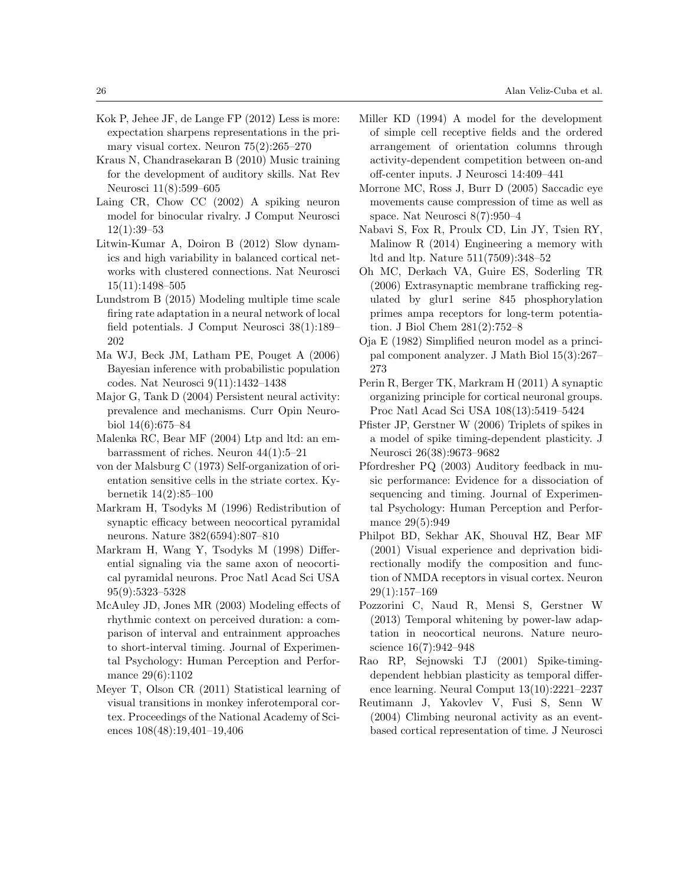Kok P, Jehee JF, de Lange FP (2012) Less is more: expectation sharpens representations in the primary visual cortex. Neuron 75(2):265–270

Kraus N, Chandrasekaran B (2010) Music training for the development of auditory skills. Nat Rev Neurosci 11(8):599–605

Laing CR, Chow CC (2002) A spiking neuron model for binocular rivalry. J Comput Neurosci 12(1):39–53

Litwin-Kumar A, Doiron B (2012) Slow dynamics and high variability in balanced cortical networks with clustered connections. Nat Neurosci 15(11):1498–505

Lundstrom B (2015) Modeling multiple time scale firing rate adaptation in a neural network of local field potentials. J Comput Neurosci 38(1):189–202

Ma WJ, Beck JM, Latham PE, Pouget A (2006) Bayesian inference with probabilistic population codes. Nat Neurosci 9(11):1432–1438

Major G, Tank D (2004) Persistent neural activity: prevalence and mechanisms. Curr Opin Neurobiol 14(6):675–84

Malenka RC, Bear MF (2004) Ltp and ltd: an embarrassment of riches. Neuron 44(1):5–21

von der Malsburg C (1973) Self-organization of orientation sensitive cells in the striate cortex. Kybernetik 14(2):85–100

Markram H, Tsodyks M (1996) Redistribution of synaptic efficacy between neocortical pyramidal neurons. Nature 382(6594):807–810

Markram H, Wang Y, Tsodyks M (1998) Differential signaling via the same axon of neocortical pyramidal neurons. Proc Natl Acad Sci USA 95(9):5323–5328

McAuley JD, Jones MR (2003) Modeling effects of rhythmic context on perceived duration: a comparison of interval and entrainment approaches to short-interval timing. Journal of Experimental Psychology: Human Perception and Performance 29(6):1102

Meyer T, Olson CR (2011) Statistical learning of visual transitions in monkey inferotemporal cortex. Proceedings of the National Academy of Sciences 108(48):19,401–19,406

Miller KD (1994) A model for the development of simple cell receptive fields and the ordered arrangement of orientation columns through activity-dependent competition between on-and off-center inputs. J Neurosci 14:409–441

Morrone MC, Ross J, Burr D (2005) Saccadic eye movements cause compression of time as well as space. Nat Neurosci 8(7):950–4

Nabavi S, Fox R, Proulx CD, Lin JY, Tsien RY, Malinow R (2014) Engineering a memory with ltd and ltp. Nature 511(7509):348–52

Oh MC, Derkach VA, Guire ES, Soderling TR (2006) Extrasynaptic membrane trafficking regulated by glur1 serine 845 phosphorylation primes ampa receptors for long-term potentiation. J Biol Chem 281(2):752–8

Oja E (1982) Simplified neuron model as a principal component analyzer. J Math Biol 15(3):267–273

Perin R, Berger TK, Markram H (2011) A synaptic organizing principle for cortical neuronal groups. Proc Natl Acad Sci USA 108(13):5419–5424

Pfister JP, Gerstner W (2006) Triplets of spikes in a model of spike timing-dependent plasticity. J Neurosci 26(38):9673–9682

Pfordresher PQ (2003) Auditory feedback in music performance: Evidence for a dissociation of sequencing and timing. Journal of Experimental Psychology: Human Perception and Performance 29(5):949

Philpot BD, Sekhar AK, Shouval HZ, Bear MF (2001) Visual experience and deprivation bidirectionally modify the composition and function of NMDA receptors in visual cortex. Neuron 29(1):157–169

Pozzorini C, Naud R, Mensi S, Gerstner W (2013) Temporal whitening by power-law adaptation in neocortical neurons. Nature neuroscience 16(7):942–948

Rao RP, Sejnowski TJ (2001) Spike-timing-dependent hebbian plasticity as temporal difference learning. Neural Comput 13(10):2221–2237

Reutimann J, Yakovlev V, Fusi S, Senn W (2004) Climbing neuronal activity as an event-based cortical representation of time. J Neurosci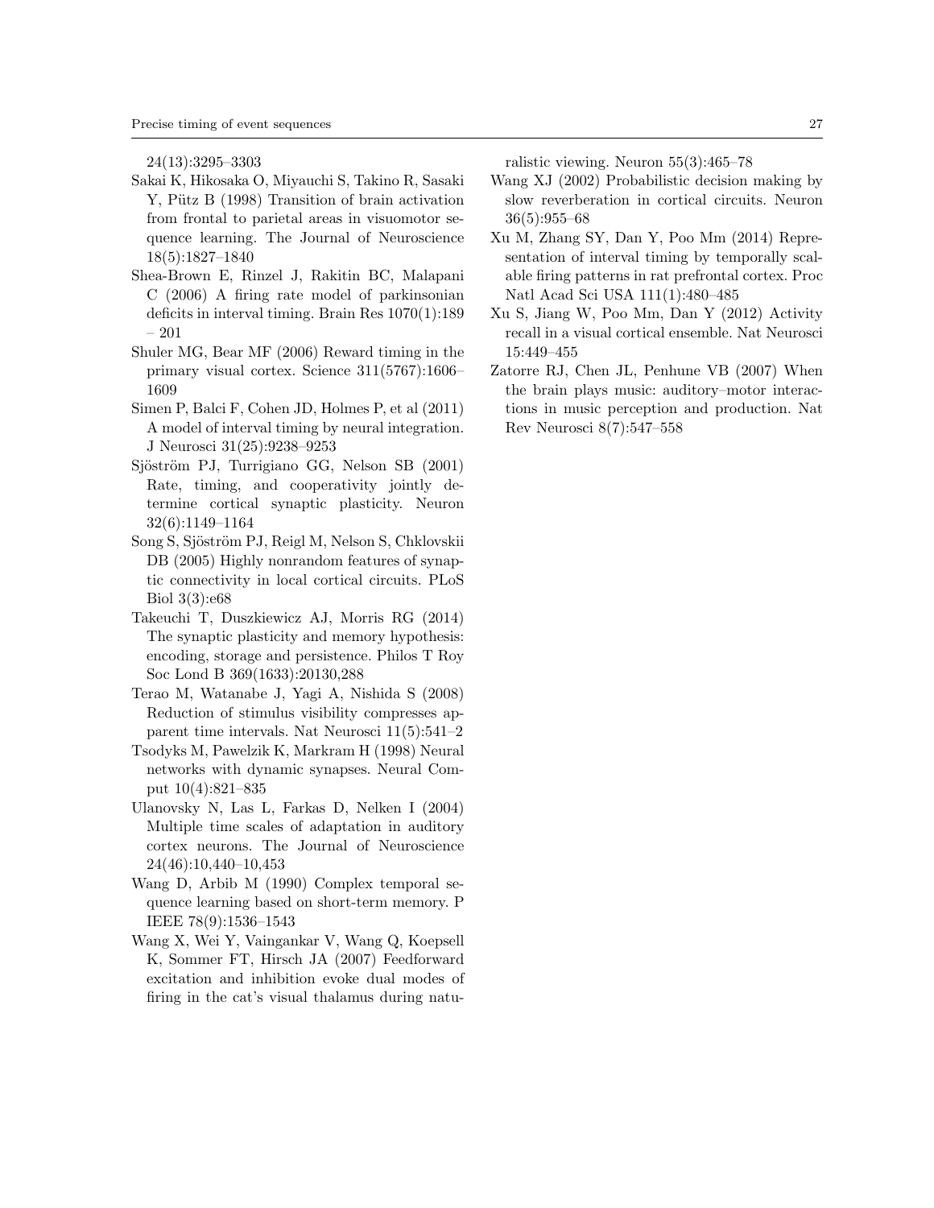24(13):3295–3303

Sakai K, Hikosaka O, Miyauchi S, Takino R, Sasaki Y, Pütz B (1998) Transition of brain activation from frontal to parietal areas in visuomotor sequence learning. The Journal of Neuroscience 18(5):1827–1840

Shea-Brown E, Rinzel J, Rakitin BC, Malapani C (2006) A firing rate model of parkinsonian deficits in interval timing. Brain Res 1070(1):189 – 201

Shuler MG, Bear MF (2006) Reward timing in the primary visual cortex. Science 311(5767):1606–1609

Simen P, Balci F, Cohen JD, Holmes P, et al (2011) A model of interval timing by neural integration. J Neurosci 31(25):9238–9253

Sjöström PJ, Turrigiano GG, Nelson SB (2001) Rate, timing, and cooperativity jointly determine cortical synaptic plasticity. Neuron 32(6):1149–1164

Song S, Sjöström PJ, Reigl M, Nelson S, Chklovskii DB (2005) Highly nonrandom features of synaptic connectivity in local cortical circuits. PLoS Biol 3(3):e68

Takeuchi T, Duszkiewicz AJ, Morris RG (2014) The synaptic plasticity and memory hypothesis: encoding, storage and persistence. Philos T Roy Soc Lond B 369(1633):20130,288

Terao M, Watanabe J, Yagi A, Nishida S (2008) Reduction of stimulus visibility compresses apparent time intervals. Nat Neurosci 11(5):541–2

Tsodyks M, Pawelzik K, Markram H (1998) Neural networks with dynamic synapses. Neural Comput 10(4):821–835

Ulanovsky N, Las L, Farkas D, Nelken I (2004) Multiple time scales of adaptation in auditory cortex neurons. The Journal of Neuroscience 24(46):10,440–10,453

Wang D, Arbib M (1990) Complex temporal sequence learning based on short-term memory. P IEEE 78(9):1536–1543

Wang X, Wei Y, Vaingankar V, Wang Q, Koepsell K, Sommer FT, Hirsch JA (2007) Feedforward excitation and inhibition evoke dual modes of firing in the cat's visual thalamus during naturalistic viewing. Neuron 55(3):465–78

Wang XJ (2002) Probabilistic decision making by slow reverberation in cortical circuits. Neuron 36(5):955–68

Xu M, Zhang SY, Dan Y, Poo Mm (2014) Representation of interval timing by temporally scalable firing patterns in rat prefrontal cortex. Proc Natl Acad Sci USA 111(1):480–485

Xu S, Jiang W, Poo Mm, Dan Y (2012) Activity recall in a visual cortical ensemble. Nat Neurosci 15:449–455

Zatorre RJ, Chen JL, Penhune VB (2007) When the brain plays music: auditory–motor interactions in music perception and production. Nat Rev Neurosci 8(7):547–558